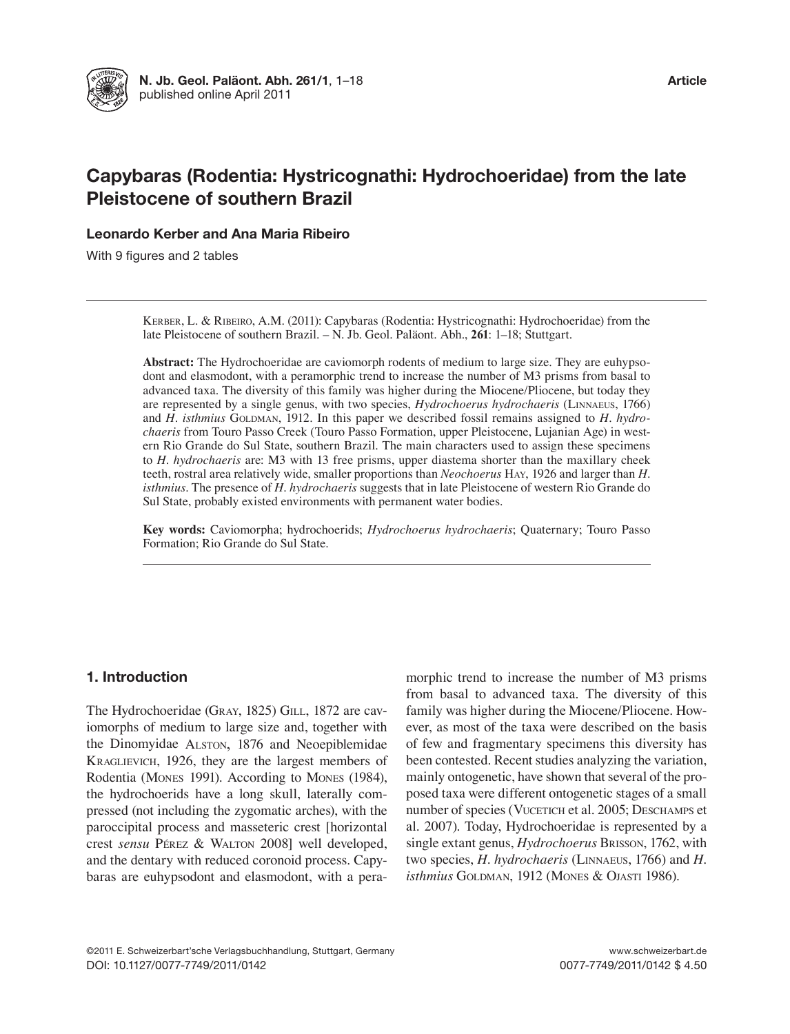# Capybaras (Rodentia: Hystricognathi: Hydrochoeridae) from the late Pleistocene of southern Brazil

**Leonardo Kerber and Ana Maria Ribeiro**

With 9 figures and 2 tables

Kerber, L. & Ribeiro, A.M. (2011): Capybaras (Rodentia: Hystricognathi: Hydrochoeridae) from the late Pleistocene of southern Brazil. – N. Jb. Geol. Paläont. Abh., **261**: 1–18; Stuttgart.

**Abstract:** The Hydrochoeridae are caviomorph rodents of medium to large size. They are euhypsodont and elasmodont, with a peramorphic trend to increase the number of M3 prisms from basal to advanced taxa. The diversity of this family was higher during the Miocene/Pliocene, but today they are represented by a single genus, with two species, *Hydrochoerus hydrochaeris* (Linnaeus, 1766) and *H. isthmius* Goldman, 1912. In this paper we described fossil remains assigned to *H. hydrochaeris* from Touro Passo Creek (Touro Passo Formation, upper Pleistocene, Lujanian Age) in western Rio Grande do Sul State, southern Brazil. The main characters used to assign these specimens to *H. hydrochaeris* are: M3 with 13 free prisms, upper diastema shorter than the maxillary cheek teeth, rostral area relatively wide, smaller proportions than *Neochoerus* Hay, 1926 and larger than *H. isthmius*. The presence of *H. hydrochaeris* suggests that in late Pleistocene of western Rio Grande do Sul State, probably existed environments with permanent water bodies.

**Key words:** Caviomorpha; hydrochoerids; *Hydrochoerus hydrochaeris*; Quaternary; Touro Passo Formation; Rio Grande do Sul State.

## 1. Introduction

The Hydrochoeridae (Gray, 1825) Gill, 1872 are caviomorphs of medium to large size and, together with the Dinomyidae Alston, 1876 and Neoepiblemidae Kraglievich, 1926, they are the largest members of Rodentia (Mones 1991). According to Mones (1984), the hydrochoerids have a long skull, laterally compressed (not including the zygomatic arches), with the paroccipital process and masseteric crest [horizontal crest *sensu* Pérez & Walton 2008] well developed, and the dentary with reduced coronoid process. Capybaras are euhypsodont and elasmodont, with a peramorphic trend to increase the number of M3 prisms from basal to advanced taxa. The diversity of this family was higher during the Miocene/Pliocene. However, as most of the taxa were described on the basis of few and fragmentary specimens this diversity has been contested. Recent studies analyzing the variation, mainly ontogenetic, have shown that several of the proposed taxa were different ontogenetic stages of a small number of species (Vucetich et al. 2005; Deschamps et al. 2007). Today, Hydrochoeridae is represented by a single extant genus, *Hydrochoerus* Brisson, 1762, with two species, *H. hydrochaeris* (Linnaeus, 1766) and *H. isthmius* Goldman, 1912 (Mones & Ojasti 1986).

©2011 E. Schweizerbart'sche Verlagsbuchhandlung, Stuttgart, Germany
DOI: 10.1127/0077-7749/2011/0142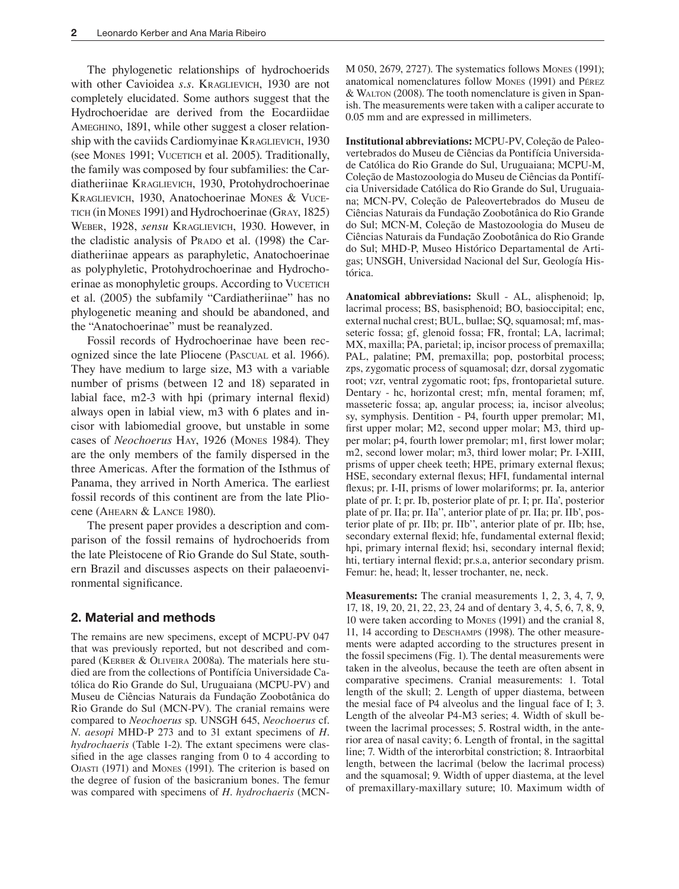The phylogenetic relationships of hydrochoerids with other Cavioidea *s.s.* Kraglievich, 1930 are not completely elucidated. Some authors suggest that the Hydrochoeridae are derived from the Eocardiidae Ameghino, 1891, while other suggest a closer relationship with the caviids Cardiomyinae Kraglievich, 1930 (see Mones 1991; Vucetich et al. 2005). Traditionally, the family was composed by four subfamilies: the Cardiatheriinae Kraglievich, 1930, Protohydrochoerinae Kraglievich, 1930, Anatochoerinae Mones & Vucetich (in Mones 1991) and Hydrochoerinae (Gray, 1825) Weber, 1928, *sensu* Kraglievich, 1930. However, in the cladistic analysis of Prado et al. (1998) the Cardiatheriinae appears as paraphyletic, Anatochoerinae as polyphyletic, Protohydrochoerinae and Hydrochoerinae as monophyletic groups. According to Vucetich et al. (2005) the subfamily "Cardiatheriinae" has no phylogenetic meaning and should be abandoned, and the "Anatochoerinae" must be reanalyzed.

Fossil records of Hydrochoerinae have been recognized since the late Pliocene (Pascual et al. 1966). They have medium to large size, M3 with a variable number of prisms (between 12 and 18) separated in labial face, m2-3 with hpi (primary internal flexid) always open in labial view, m3 with 6 plates and incisor with labiomedial groove, but unstable in some cases of *Neochoerus* Hay, 1926 (Mones 1984). They are the only members of the family dispersed in the three Americas. After the formation of the Isthmus of Panama, they arrived in North America. The earliest fossil records of this continent are from the late Pliocene (Ahearn & Lance 1980).

The present paper provides a description and comparison of the fossil remains of hydrochoerids from the late Pleistocene of Rio Grande do Sul State, southern Brazil and discusses aspects on their palaeoenvironmental significance.

## 2. Material and methods

The remains are new specimens, except of MCPU-PV 047 that was previously reported, but not described and compared (Kerber & Oliveira 2008a). The materials here studied are from the collections of Pontifícia Universidade Católica do Rio Grande do Sul, Uruguaiana (MCPU-PV) and Museu de Ciências Naturais da Fundação Zoobotânica do Rio Grande do Sul (MCN-PV). The cranial remains were compared to *Neochoerus* sp. UNSGH 645, *Neochoerus* cf. *N. aesopi* MHD-P 273 and to 31 extant specimens of *H. hydrochaeris* (Table 1-2). The extant specimens were classified in the age classes ranging from 0 to 4 according to Ojasti (1971) and Mones (1991). The criterion is based on the degree of fusion of the basicranium bones. The femur was compared with specimens of *H. hydrochaeris* (MCN-M 050, 2679, 2727). The systematics follows Mones (1991); anatomical nomenclatures follow Mones (1991) and Pérez & Walton (2008). The tooth nomenclature is given in Spanish. The measurements were taken with a caliper accurate to 0.05 mm and are expressed in millimeters.

**Institutional abbreviations:** MCPU-PV, Coleção de Paleovertebrados do Museu de Ciências da Pontifícia Universidade Católica do Rio Grande do Sul, Uruguaiana; MCPU-M, Coleção de Mastozoologia do Museu de Ciências da Pontifícia Universidade Católica do Rio Grande do Sul, Uruguaiana; MCN-PV, Coleção de Paleovertebrados do Museu de Ciências Naturais da Fundação Zoobotânica do Rio Grande do Sul; MCN-M, Coleção de Mastozoologia do Museu de Ciências Naturais da Fundação Zoobotânica do Rio Grande do Sul; MHD-P, Museo Histórico Departamental de Artigas; UNSGH, Universidad Nacional del Sur, Geología Histórica.

**Anatomical abbreviations:** Skull - AL, alisphenoid; lp, lacrimal process; BS, basisphenoid; BO, basioccipital; enc, external nuchal crest; BUL, bullae; SQ, squamosal; mf, masseteric fossa; gf, glenoid fossa; FR, frontal; LA, lacrimal; MX, maxilla; PA, parietal; ip, incisor process of premaxilla; PAL, palatine; PM, premaxilla; pop, postorbital process; zps, zygomatic process of squamosal; dzr, dorsal zygomatic root; vzr, ventral zygomatic root; fps, frontoparietal suture. Dentary - hc, horizontal crest; mfn, mental foramen; mf, masseteric fossa; ap, angular process; ia, incisor alveolus; sy, symphysis. Dentition - P4, fourth upper premolar; M1, first upper molar; M2, second upper molar; M3, third upper molar; p4, fourth lower premolar; m1, first lower molar; m2, second lower molar; m3, third lower molar; Pr. I-XIII, prisms of upper cheek teeth; HPE, primary external flexus; HSE, secondary external flexus; HFI, fundamental internal flexus; pr. I-II, prisms of lower molariforms; pr. Ia, anterior plate of pr. I; pr. Ib, posterior plate of pr. I; pr. IIa', posterior plate of pr. IIa; pr. IIa'', anterior plate of pr. IIa; pr. IIb', posterior plate of pr. IIb; pr. IIb'', anterior plate of pr. IIb; hse, secondary external flexid; hfe, fundamental external flexid; hpi, primary internal flexid; hsi, secondary internal flexid; hti, tertiary internal flexid; pr.s.a, anterior secondary prism. Femur: he, head; lt, lesser trochanter, ne, neck.

**Measurements:** The cranial measurements 1, 2, 3, 4, 7, 9, 17, 18, 19, 20, 21, 22, 23, 24 and of dentary 3, 4, 5, 6, 7, 8, 9, 10 were taken according to Mones (1991) and the cranial 8, 11, 14 according to Deschamps (1998). The other measurements were adapted according to the structures present in the fossil specimens (Fig. 1). The dental measurements were taken in the alveolus, because the teeth are often absent in comparative specimens. Cranial measurements: 1. Total length of the skull; 2. Length of upper diastema, between the mesial face of P4 alveolus and the lingual face of I; 3. Length of the alveolar P4-M3 series; 4. Width of skull between the lacrimal processes; 5. Rostral width, in the anterior area of nasal cavity; 6. Length of frontal, in the sagittal line; 7. Width of the interorbital constriction; 8. Intraorbital length, between the lacrimal (below the lacrimal process) and the squamosal; 9. Width of upper diastema, at the level of premaxillary-maxillary suture; 10. Maximum width of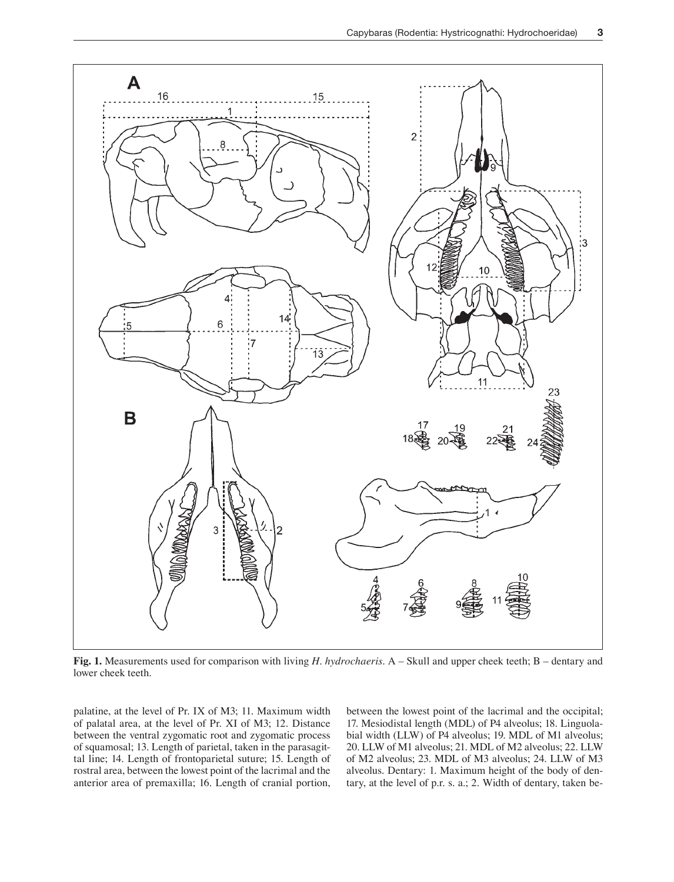**Fig. 1.** Measurements used for comparison with living *H. hydrochaeris*. A – Skull and upper cheek teeth; B – dentary and lower cheek teeth.

palatine, at the level of Pr. IX of M3; 11. Maximum width of palatal area, at the level of Pr. XI of M3; 12. Distance between the ventral zygomatic root and zygomatic process of squamosal; 13. Length of parietal, taken in the parasagittal line; 14. Length of frontoparietal suture; 15. Length of rostral area, between the lowest point of the lacrimal and the anterior area of premaxilla; 16. Length of cranial portion, between the lowest point of the lacrimal and the occipital; 17. Mesiodistal length (MDL) of P4 alveolus; 18. Linguolabial width (LLW) of P4 alveolus; 19. MDL of M1 alveolus; 20. LLW of M1 alveolus; 21. MDL of M2 alveolus; 22. LLW of M2 alveolus; 23. MDL of M3 alveolus; 24. LLW of M3 alveolus. Dentary: 1. Maximum height of the body of dentary, at the level of p.r. s. a.; 2. Width of dentary, taken be-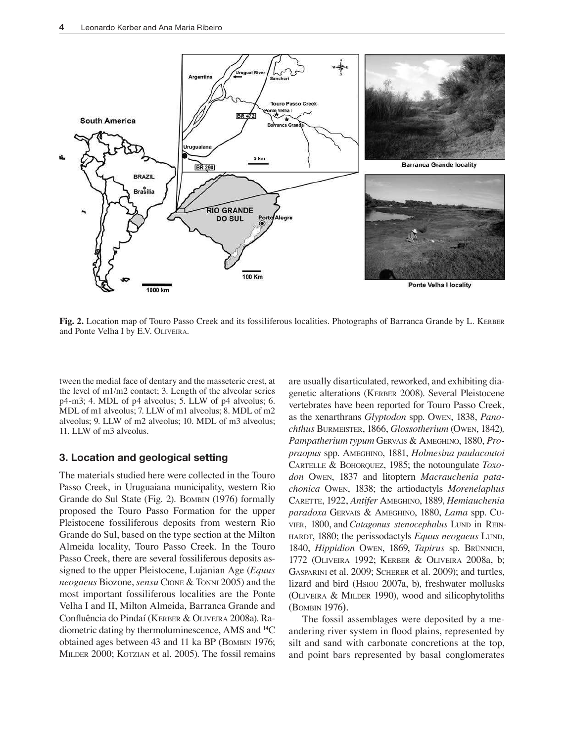**Fig. 2.** Location map of Touro Passo Creek and its fossiliferous localities. Photographs of Barranca Grande by L. KERBER and Ponte Velha I by E.V. OLIVEIRA.

tween the medial face of dentary and the masseteric crest, at the level of m1/m2 contact; 3. Length of the alveolar series p4-m3; 4. MDL of p4 alveolus; 5. LLW of p4 alveolus; 6. MDL of m1 alveolus; 7. LLW of m1 alveolus; 8. MDL of m2 alveolus; 9. LLW of m2 alveolus; 10. MDL of m3 alveolus; 11. LLW of m3 alveolus.

## 3. Location and geological setting

The materials studied here were collected in the Touro Passo Creek, in Uruguaiana municipality, western Rio Grande do Sul State (Fig. 2). BOMBIN (1976) formally proposed the Touro Passo Formation for the upper Pleistocene fossiliferous deposits from western Rio Grande do Sul, based on the type section at the Milton Almeida locality, Touro Passo Creek. In the Touro Passo Creek, there are several fossiliferous deposits assigned to the upper Pleistocene, Lujanian Age (*Equus neogaeus* Biozone, *sensu* CIONE & TONNI 2005) and the most important fossiliferous localities are the Ponte Velha I and II, Milton Almeida, Barranca Grande and Confluência do Pindaí (KERBER & OLIVEIRA 2008a). Radiometric dating by thermoluminescence, AMS and $^{14}C$ obtained ages between 43 and 11 ka BP (BOMBIN 1976; MILDER 2000; KOTZIAN et al. 2005). The fossil remains are usually disarticulated, reworked, and exhibiting diagenetic alterations (KERBER 2008). Several Pleistocene vertebrates have been reported for Touro Passo Creek, as the xenarthrans *Glyptodon* spp. OWEN, 1838, *Panochthus* BURMEISTER, 1866, *Glossotherium* (OWEN, 1842), *Pampatherium typum* GERVAIS & AMEGHINO, 1880, *Propraopus* spp. AMEGHINO, 1881, *Holmesina paulacoutoi* CARTELLE & BOHORQUEZ, 1985; the notoungulate *Toxodon* OWEN, 1837 and litoptern *Macrauchenia patachonica* OWEN, 1838; the artiodactyls *Morenelaphus* CARETTE, 1922, *Antifer* AMEGHINO, 1889, *Hemiauchenia paradoxa* GERVAIS & AMEGHINO, 1880, *Lama* spp. CUVIER, 1800, and *Catagonus stenocephalus* LUND in REINHARDT, 1880; the perissodactyls *Equus neogaeus* LUND, 1840, *Hippidion* OWEN, 1869, *Tapirus* sp. BRÜNNICH, 1772 (OLIVEIRA 1992; KERBER & OLIVEIRA 2008a, b; GASPARINI et al. 2009; SCHERER et al. 2009); and turtles, lizard and bird (HSIOU 2007a, b), freshwater mollusks (OLIVEIRA & MILDER 1990), wood and silicophytoliths (BOMBIN 1976).

The fossil assemblages were deposited by a meandering river system in flood plains, represented by silt and sand with carbonate concretions at the top, and point bars represented by basal conglomerates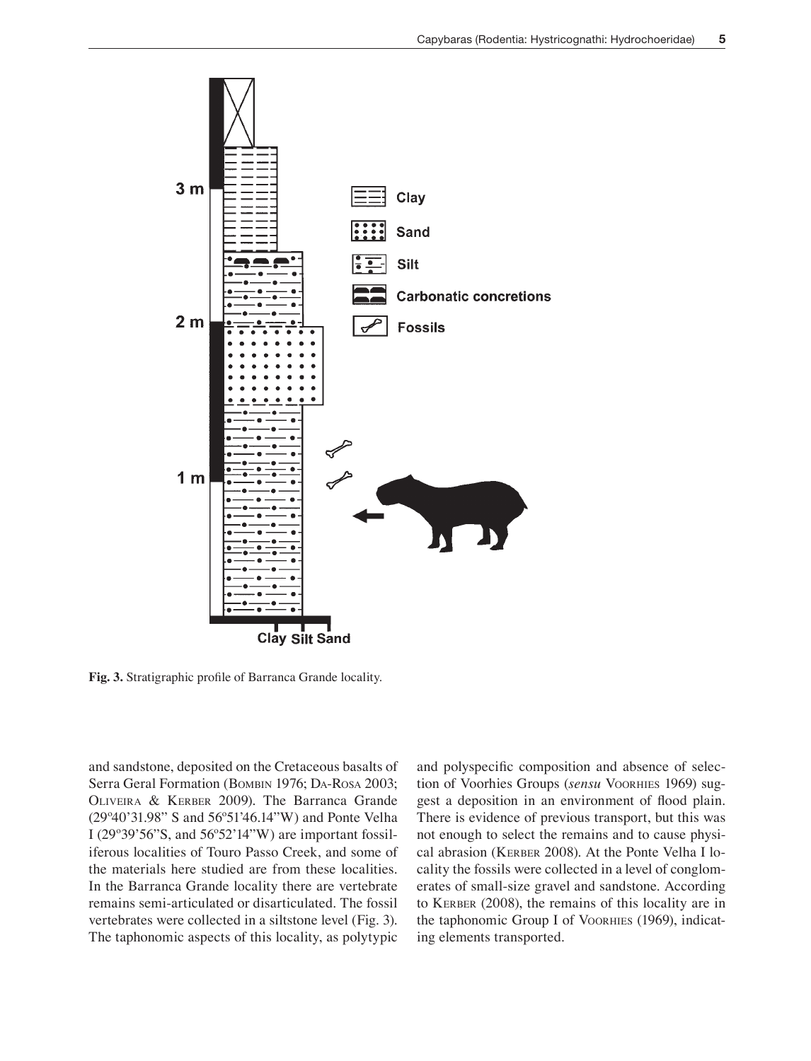**Fig. 3.** Stratigraphic profile of Barranca Grande locality.

and sandstone, deposited on the Cretaceous basalts of Serra Geral Formation (Bombin 1976; Da-Rosa 2003; Oliveira & Kerber 2009). The Barranca Grande (29º40'31.98" S and 56º51'46.14"W) and Ponte Velha I (29º39'56"S, and 56º52'14"W) are important fossiliferous localities of Touro Passo Creek, and some of the materials here studied are from these localities. In the Barranca Grande locality there are vertebrate remains semi-articulated or disarticulated. The fossil vertebrates were collected in a siltstone level (Fig. 3). The taphonomic aspects of this locality, as polytypic and polyspecific composition and absence of selection of Voorhies Groups (*sensu* Voorhies 1969) suggest a deposition in an environment of flood plain. There is evidence of previous transport, but this was not enough to select the remains and to cause physical abrasion (Kerber 2008). At the Ponte Velha I locality the fossils were collected in a level of conglomerates of small-size gravel and sandstone. According to Kerber (2008), the remains of this locality are in the taphonomic Group I of Voorhies (1969), indicating elements transported.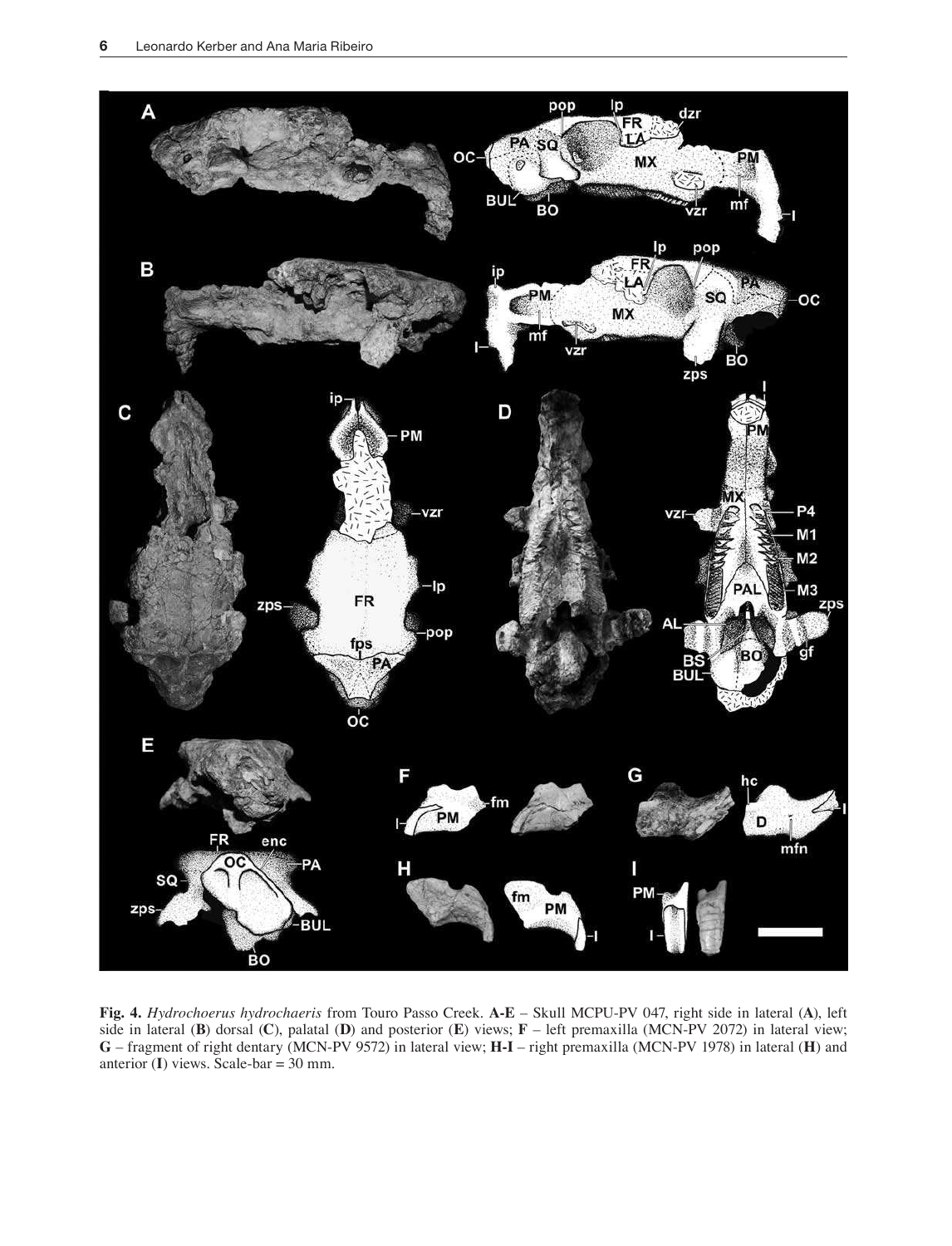**Fig. 4.** *Hydrochoerus hydrochaeris* from Touro Passo Creek. **A-E** – Skull MCPU-PV 047, right side in lateral (**A**), left side in lateral (**B**) dorsal (**C**), palatal (**D**) and posterior (**E**) views; **F** – left premaxilla (MCN-PV 2072) in lateral view; **G** – fragment of right dentary (MCN-PV 9572) in lateral view; **H-I** – right premaxilla (MCN-PV 1978) in lateral (**H**) and anterior (**I**) views. Scale-bar = 30 mm.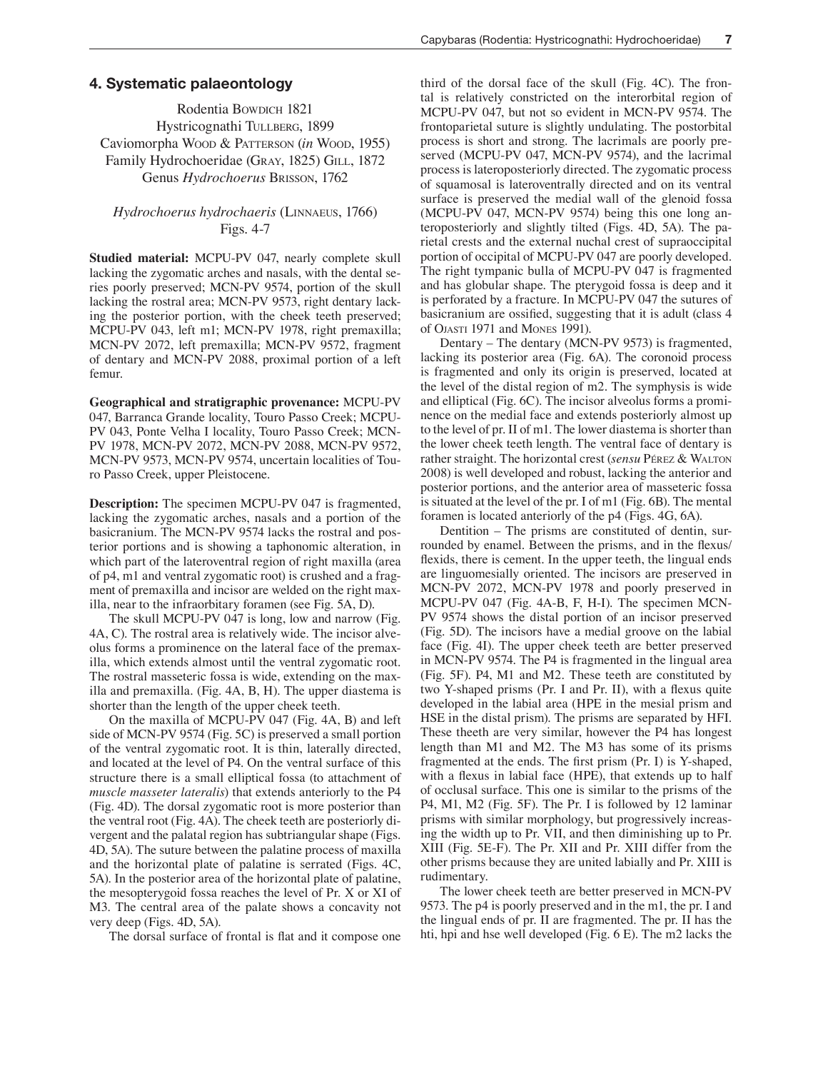## 4. Systematic palaeontology

Rodentia Bowdich 1821
Hystricognathi Tullberg, 1899
Caviomorpha Wood & Patterson (*in* Wood, 1955)
Family Hydrochoeridae (Gray, 1825) Gill, 1872
Genus *Hydrochoerus* Brisson, 1762

*Hydrochoerus hydrochaeris* (Linnaeus, 1766)
Figs. 4-7

**Studied material:** MCPU-PV 047, nearly complete skull lacking the zygomatic arches and nasals, with the dental series poorly preserved; MCN-PV 9574, portion of the skull lacking the rostral area; MCN-PV 9573, right dentary lacking the posterior portion, with the cheek teeth preserved; MCPU-PV 043, left m1; MCN-PV 1978, right premaxilla; MCN-PV 2072, left premaxilla; MCN-PV 9572, fragment of dentary and MCN-PV 2088, proximal portion of a left femur.

**Geographical and stratigraphic provenance:** MCPU-PV 047, Barranca Grande locality, Touro Passo Creek; MCPU-PV 043, Ponte Velha I locality, Touro Passo Creek; MCN-PV 1978, MCN-PV 2072, MCN-PV 2088, MCN-PV 9572, MCN-PV 9573, MCN-PV 9574, uncertain localities of Touro Passo Creek, upper Pleistocene.

**Description:** The specimen MCPU-PV 047 is fragmented, lacking the zygomatic arches, nasals and a portion of the basicranium. The MCN-PV 9574 lacks the rostral and posterior portions and is showing a taphonomic alteration, in which part of the lateroventral region of right maxilla (area of p4, m1 and ventral zygomatic root) is crushed and a fragment of premaxilla and incisor are welded on the right maxilla, near to the infraorbitary foramen (see Fig. 5A, D).

The skull MCPU-PV 047 is long, low and narrow (Fig. 4A, C). The rostral area is relatively wide. The incisor alveolus forms a prominence on the lateral face of the premaxilla, which extends almost until the ventral zygomatic root. The rostral masseteric fossa is wide, extending on the maxilla and premaxilla. (Fig. 4A, B, H). The upper diastema is shorter than the length of the upper cheek teeth.

On the maxilla of MCPU-PV 047 (Fig. 4A, B) and left side of MCN-PV 9574 (Fig. 5C) is preserved a small portion of the ventral zygomatic root. It is thin, laterally directed, and located at the level of P4. On the ventral surface of this structure there is a small elliptical fossa (to attachment of *muscle masseter lateralis*) that extends anteriorly to the P4 (Fig. 4D). The dorsal zygomatic root is more posterior than the ventral root (Fig. 4A). The cheek teeth are posteriorly divergent and the palatal region has subtriangular shape (Figs. 4D, 5A). The suture between the palatine process of maxilla and the horizontal plate of palatine is serrated (Figs. 4C, 5A). In the posterior area of the horizontal plate of palatine, the mesopterygoid fossa reaches the level of Pr. X or XI of M3. The central area of the palate shows a concavity not very deep (Figs. 4D, 5A).

The dorsal surface of frontal is flat and it compose one third of the dorsal face of the skull (Fig. 4C). The frontal is relatively constricted on the interorbital region of MCPU-PV 047, but not so evident in MCN-PV 9574. The frontoparietal suture is slightly undulating. The postorbital process is short and strong. The lacrimals are poorly preserved (MCPU-PV 047, MCN-PV 9574), and the lacrimal process is lateroposteriorly directed. The zygomatic process of squamosal is lateroventrally directed and on its ventral surface is preserved the medial wall of the glenoid fossa (MCPU-PV 047, MCN-PV 9574) being this one long anteroposteriorly and slightly tilted (Figs. 4D, 5A). The parietal crests and the external nuchal crest of supraoccipital portion of occipital of MCPU-PV 047 are poorly developed. The right tympanic bulla of MCPU-PV 047 is fragmented and has globular shape. The pterygoid fossa is deep and it is perforated by a fracture. In MCPU-PV 047 the sutures of basicranium are ossified, suggesting that it is adult (class 4 of Ojasti 1971 and Mones 1991).

Dentary – The dentary (MCN-PV 9573) is fragmented, lacking its posterior area (Fig. 6A). The coronoid process is fragmented and only its origin is preserved, located at the level of the distal region of m2. The symphysis is wide and elliptical (Fig. 6C). The incisor alveolus forms a prominence on the medial face and extends posteriorly almost up to the level of pr. II of m1. The lower diastema is shorter than the lower cheek teeth length. The ventral face of dentary is rather straight. The horizontal crest (*sensu* Pérez & Walton 2008) is well developed and robust, lacking the anterior and posterior portions, and the anterior area of masseteric fossa is situated at the level of the pr. I of m1 (Fig. 6B). The mental foramen is located anteriorly of the p4 (Figs. 4G, 6A).

Dentition – The prisms are constituted of dentin, surrounded by enamel. Between the prisms, and in the flexus/flexids, there is cement. In the upper teeth, the lingual ends are linguomesially oriented. The incisors are preserved in MCN-PV 2072, MCN-PV 1978 and poorly preserved in MCPU-PV 047 (Fig. 4A-B, F, H-I). The specimen MCN-PV 9574 shows the distal portion of an incisor preserved (Fig. 5D). The incisors have a medial groove on the labial face (Fig. 4I). The upper cheek teeth are better preserved in MCN-PV 9574. The P4 is fragmented in the lingual area (Fig. 5F). P4, M1 and M2. These teeth are constituted by two Y-shaped prisms (Pr. I and Pr. II), with a flexus quite developed in the labial area (HPE in the mesial prism and HSE in the distal prism). The prisms are separated by HFI. These theeth are very similar, however the P4 has longest length than M1 and M2. The M3 has some of its prisms fragmented at the ends. The first prism (Pr. I) is Y-shaped, with a flexus in labial face (HPE), that extends up to half of occlusal surface. This one is similar to the prisms of the P4, M1, M2 (Fig. 5F). The Pr. I is followed by 12 laminar prisms with similar morphology, but progressively increasing the width up to Pr. VII, and then diminishing up to Pr. XIII (Fig. 5E-F). The Pr. XII and Pr. XIII differ from the other prisms because they are united labially and Pr. XIII is rudimentary.

The lower cheek teeth are better preserved in MCN-PV 9573. The p4 is poorly preserved and in the m1, the pr. I and the lingual ends of pr. II are fragmented. The pr. II has the hti, hpi and hse well developed (Fig. 6 E). The m2 lacks the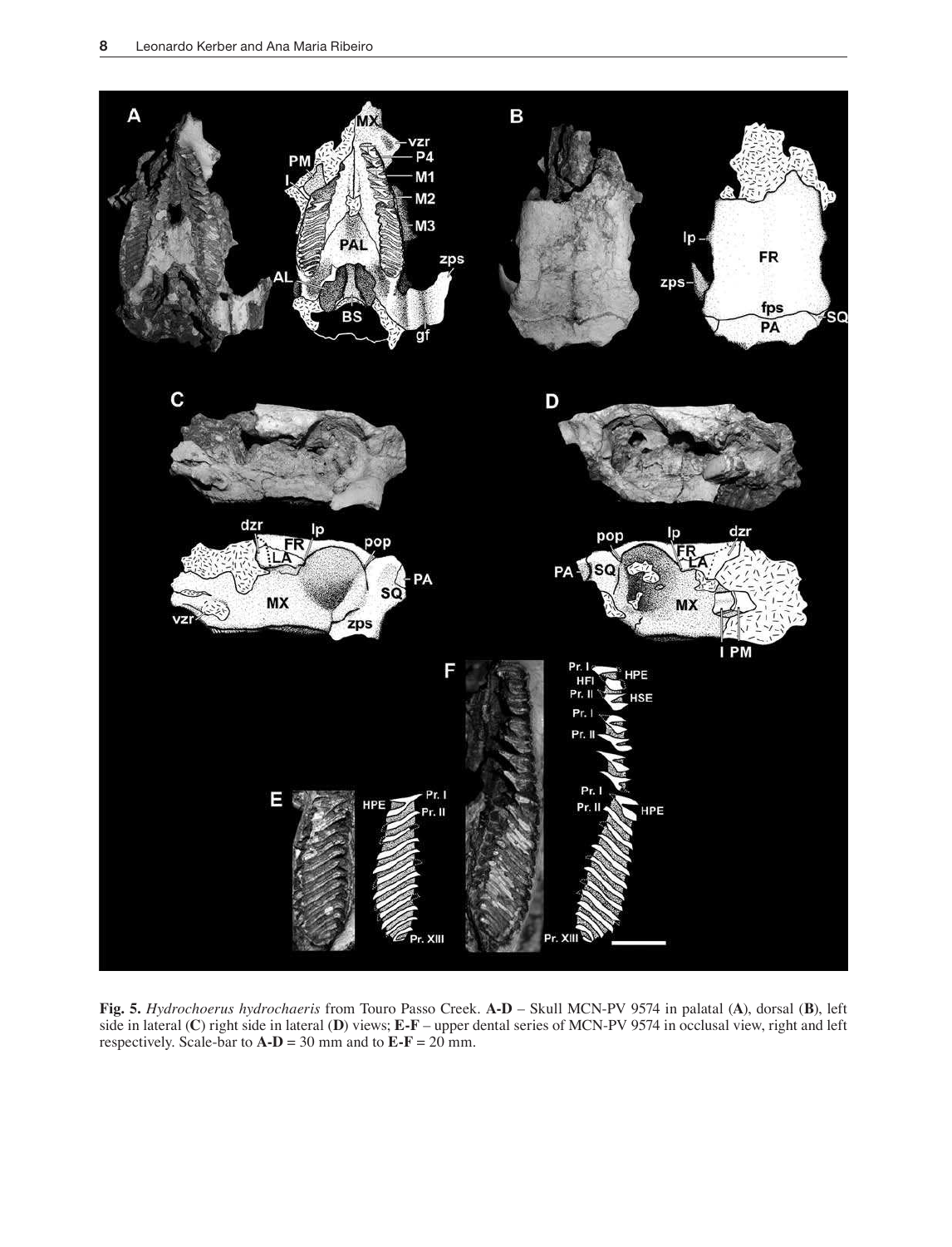**Fig. 5.** *Hydrochoerus hydrochaeris* from Touro Passo Creek. **A-D** – Skull MCN-PV 9574 in palatal (**A**), dorsal (**B**), left side in lateral (**C**) right side in lateral (**D**) views; **E-F** – upper dental series of MCN-PV 9574 in occlusal view, right and left respectively. Scale-bar to **A-D** = 30 mm and to **E-F** = 20 mm.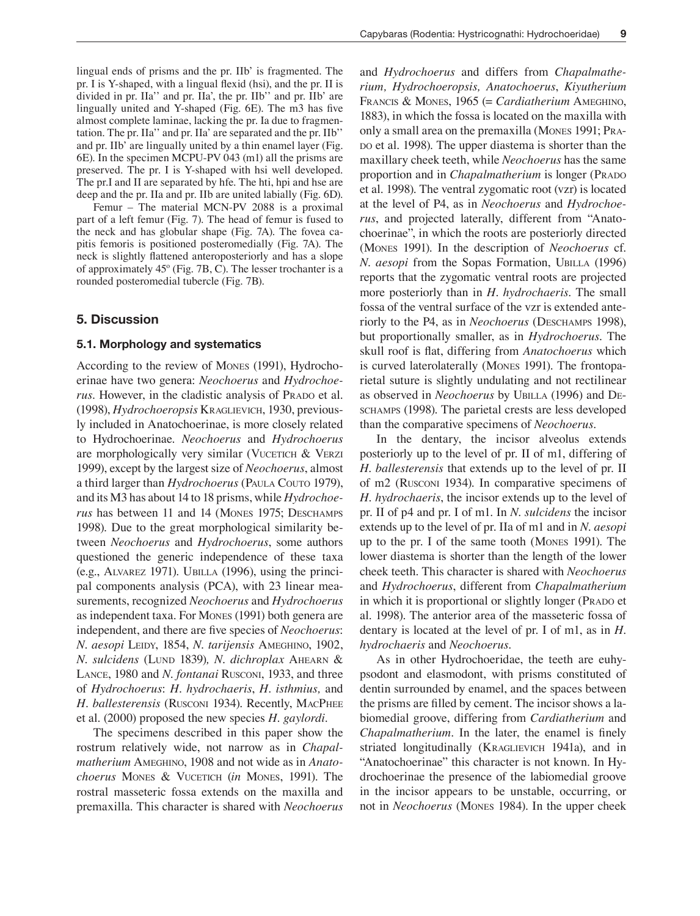lingual ends of prisms and the pr. IIb' is fragmented. The pr. I is Y-shaped, with a lingual flexid (hsi), and the pr. II is divided in pr. IIa'' and pr. IIa', the pr. IIb'' and pr. IIb' are lingually united and Y-shaped (Fig. 6E). The m3 has five almost complete laminae, lacking the pr. Ia due to fragmentation. The pr. IIa'' and pr. IIa' are separated and the pr. IIb'' and pr. IIb' are lingually united by a thin enamel layer (Fig. 6E). In the specimen MCPU-PV 043 (m1) all the prisms are preserved. The pr. I is Y-shaped with hsi well developed. The pr.I and II are separated by hfe. The hti, hpi and hse are deep and the pr. IIa and pr. IIb are united labially (Fig. 6D).

Femur – The material MCN-PV 2088 is a proximal part of a left femur (Fig. 7). The head of femur is fused to the neck and has globular shape (Fig. 7A). The fovea capitis femoris is positioned posteromedially (Fig. 7A). The neck is slightly flattened anteroposteriorly and has a slope of approximately 45º (Fig. 7B, C). The lesser trochanter is a rounded posteromedial tubercle (Fig. 7B).

## 5. Discussion

### 5.1. Morphology and systematics

According to the review of Mones (1991), Hydrochoerinae have two genera: *Neochoerus* and *Hydrochoerus*. However, in the cladistic analysis of Prado et al. (1998), *Hydrochoeropsis* Kraglievich, 1930, previously included in Anatochoerinae, is more closely related to Hydrochoerinae. *Neochoerus* and *Hydrochoerus* are morphologically very similar (Vucetich & Verzi 1999), except by the largest size of *Neochoerus*, almost a third larger than *Hydrochoerus* (Paula Couto 1979), and its M3 has about 14 to 18 prisms, while *Hydrochoerus* has between 11 and 14 (Mones 1975; Deschamps 1998). Due to the great morphological similarity between *Neochoerus* and *Hydrochoerus*, some authors questioned the generic independence of these taxa (e.g., Alvarez 1971). Ubilla (1996), using the principal components analysis (PCA), with 23 linear measurements, recognized *Neochoerus* and *Hydrochoerus* as independent taxa. For Mones (1991) both genera are independent, and there are five species of *Neochoerus*: *N. aesopi* Leidy, 1854, *N. tarijensis* Ameghino, 1902, *N. sulcidens* (Lund 1839), *N. dichroplax* Ahearn & Lance, 1980 and *N. fontanai* Rusconi, 1933, and three of *Hydrochoerus*: *H. hydrochaeris*, *H. isthmius,* and *H. ballesterensis* (Rusconi 1934). Recently, MacPhee et al. (2000) proposed the new species *H. gaylordi*.

The specimens described in this paper show the rostrum relatively wide, not narrow as in *Chapalmatherium* Ameghino, 1908 and not wide as in *Anatochoerus* Mones & Vucetich (*in* Mones, 1991). The rostral masseteric fossa extends on the maxilla and premaxilla. This character is shared with *Neochoerus* and *Hydrochoerus* and differs from *Chapalmatherium, Hydrochoeropsis, Anatochoerus*, *Kiyutherium* Francis & Mones, 1965 (= *Cardiatherium* Ameghino, 1883), in which the fossa is located on the maxilla with only a small area on the premaxilla (Mones 1991; Prado et al. 1998). The upper diastema is shorter than the maxillary cheek teeth, while *Neochoerus* has the same proportion and in *Chapalmatherium* is longer (Prado et al. 1998). The ventral zygomatic root (vzr) is located at the level of P4, as in *Neochoerus* and *Hydrochoerus*, and projected laterally, different from "Anatochoerinae", in which the roots are posteriorly directed (Mones 1991). In the description of *Neochoerus* cf. *N. aesopi* from the Sopas Formation, Ubilla (1996) reports that the zygomatic ventral roots are projected more posteriorly than in *H. hydrochaeris*. The small fossa of the ventral surface of the vzr is extended anteriorly to the P4, as in *Neochoerus* (Deschamps 1998), but proportionally smaller, as in *Hydrochoerus*. The skull roof is flat, differing from *Anatochoerus* which is curved laterolaterally (Mones 1991). The frontoparietal suture is slightly undulating and not rectilinear as observed in *Neochoerus* by Ubilla (1996) and Deschamps (1998). The parietal crests are less developed than the comparative specimens of *Neochoerus*.

In the dentary, the incisor alveolus extends posteriorly up to the level of pr. II of m1, differing of *H. ballesterensis* that extends up to the level of pr. II of m2 (Rusconi 1934). In comparative specimens of *H. hydrochaeris*, the incisor extends up to the level of pr. II of p4 and pr. I of m1. In *N. sulcidens* the incisor extends up to the level of pr. IIa of m1 and in *N. aesopi* up to the pr. I of the same tooth (Mones 1991). The lower diastema is shorter than the length of the lower cheek teeth. This character is shared with *Neochoerus* and *Hydrochoerus*, different from *Chapalmatherium* in which it is proportional or slightly longer (Prado et al. 1998). The anterior area of the masseteric fossa of dentary is located at the level of pr. I of m1, as in *H. hydrochaeris* and *Neochoerus*.

As in other Hydrochoeridae, the teeth are euhypsodont and elasmodont, with prisms constituted of dentin surrounded by enamel, and the spaces between the prisms are filled by cement. The incisor shows a labiomedial groove, differing from *Cardiatherium* and *Chapalmatherium*. In the later, the enamel is finely striated longitudinally (Kraglievich 1941a), and in "Anatochoerinae" this character is not known. In Hydrochoerinae the presence of the labiomedial groove in the incisor appears to be unstable, occurring, or not in *Neochoerus* (Mones 1984). In the upper cheek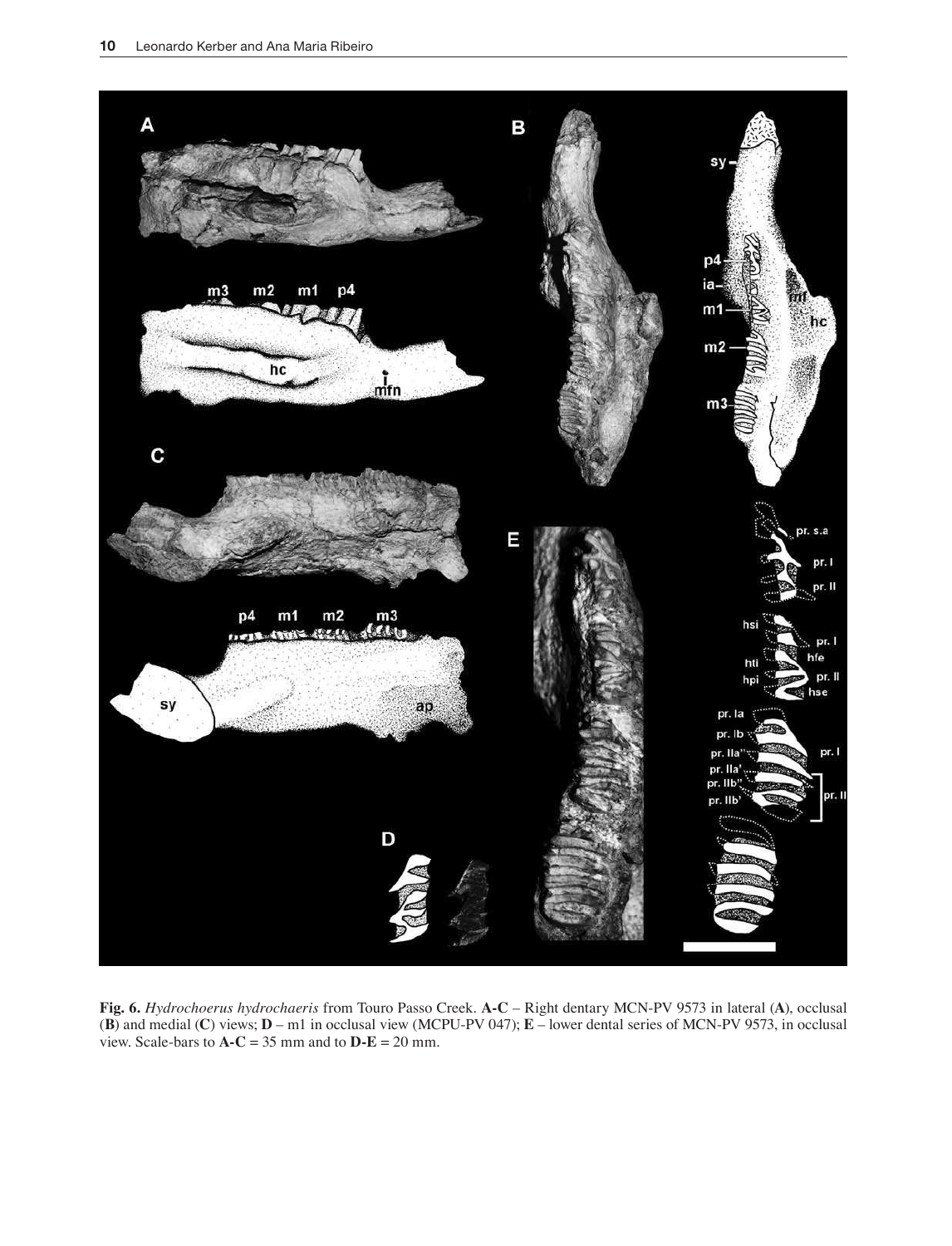**Fig. 6.** *Hydrochoerus hydrochaeris* from Touro Passo Creek. **A-C** – Right dentary MCN-PV 9573 in lateral (**A**), occlusal (**B**) and medial (**C**) views; **D** – m1 in occlusal view (MCPU-PV 047); **E** – lower dental series of MCN-PV 9573, in occlusal view. Scale-bars to **A-C** = 35 mm and to **D-E** = 20 mm.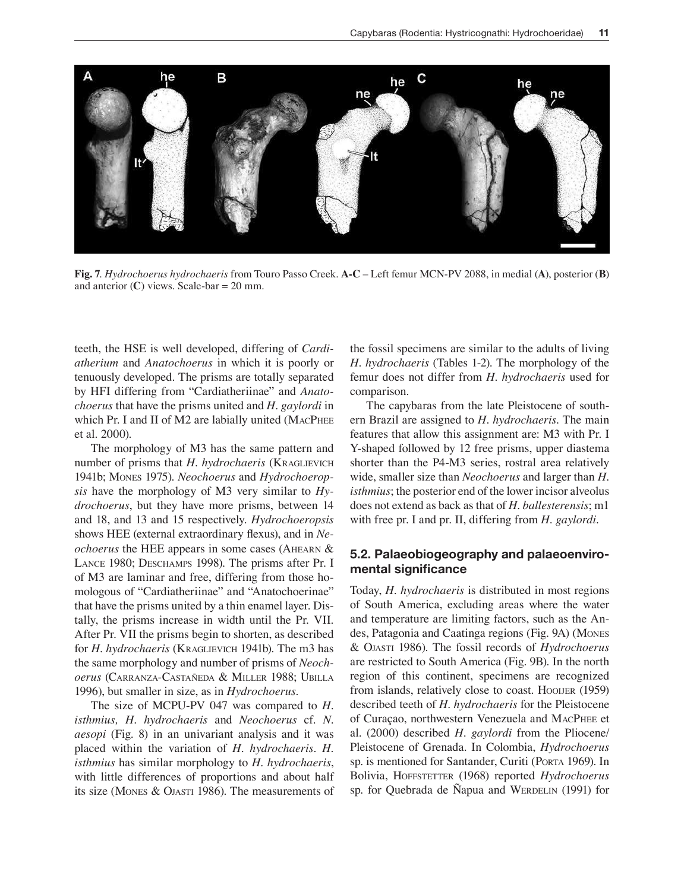**Fig. 7**. *Hydrochoerus hydrochaeris* from Touro Passo Creek. **A-C** – Left femur MCN-PV 2088, in medial (**A**), posterior (**B**) and anterior (**C**) views. Scale-bar = 20 mm.

teeth, the HSE is well developed, differing of *Cardiatherium* and *Anatochoerus* in which it is poorly or tenuously developed. The prisms are totally separated by HFI differing from "Cardiatheriinae" and *Anatochoerus* that have the prisms united and *H. gaylordi* in which Pr. I and II of M2 are labially united (MacPhee et al. 2000).

The morphology of M3 has the same pattern and number of prisms that *H. hydrochaeris* (Kraglievich 1941b; Mones 1975). *Neochoerus* and *Hydrochoeropsis* have the morphology of M3 very similar to *Hydrochoerus*, but they have more prisms, between 14 and 18, and 13 and 15 respectively. *Hydrochoeropsis* shows HEE (external extraordinary flexus), and in *Neochoerus* the HEE appears in some cases (Ahearn & Lance 1980; Deschamps 1998). The prisms after Pr. I of M3 are laminar and free, differing from those homologous of "Cardiatheriinae" and "Anatochoerinae" that have the prisms united by a thin enamel layer. Distally, the prisms increase in width until the Pr. VII. After Pr. VII the prisms begin to shorten, as described for *H. hydrochaeris* (Kraglievich 1941b). The m3 has the same morphology and number of prisms of *Neochoerus* (Carranza-Castañeda & Miller 1988; Ubilla 1996), but smaller in size, as in *Hydrochoerus*.

The size of MCPU-PV 047 was compared to *H. isthmius, H. hydrochaeris* and *Neochoerus* cf. *N. aesopi* (Fig. 8) in an univariant analysis and it was placed within the variation of *H. hydrochaeris*. *H. isthmius* has similar morphology to *H. hydrochaeris*, with little differences of proportions and about half its size (Mones & Ojasti 1986). The measurements of the fossil specimens are similar to the adults of living *H. hydrochaeris* (Tables 1-2). The morphology of the femur does not differ from *H. hydrochaeris* used for comparison.

The capybaras from the late Pleistocene of southern Brazil are assigned to *H. hydrochaeris*. The main features that allow this assignment are: M3 with Pr. I Y-shaped followed by 12 free prisms, upper diastema shorter than the P4-M3 series, rostral area relatively wide, smaller size than *Neochoerus* and larger than *H. isthmius*; the posterior end of the lower incisor alveolus does not extend as back as that of *H. ballesterensis*; m1 with free pr. I and pr. II, differing from *H. gaylordi*.

## 5.2. Palaeobiogeography and palaeoenviromental significance

Today, *H. hydrochaeris* is distributed in most regions of South America, excluding areas where the water and temperature are limiting factors, such as the Andes, Patagonia and Caatinga regions (Fig. 9A) (Mones & Ojasti 1986). The fossil records of *Hydrochoerus* are restricted to South America (Fig. 9B). In the north region of this continent, specimens are recognized from islands, relatively close to coast. Hooijer (1959) described teeth of *H. hydrochaeris* for the Pleistocene of Curaçao, northwestern Venezuela and MacPhee et al. (2000) described *H. gaylordi* from the Pliocene/Pleistocene of Grenada. In Colombia, *Hydrochoerus* sp. is mentioned for Santander, Curiti (Porta 1969). In Bolivia, Hoffstetter (1968) reported *Hydrochoerus* sp. for Quebrada de Ñapua and Werdelin (1991) for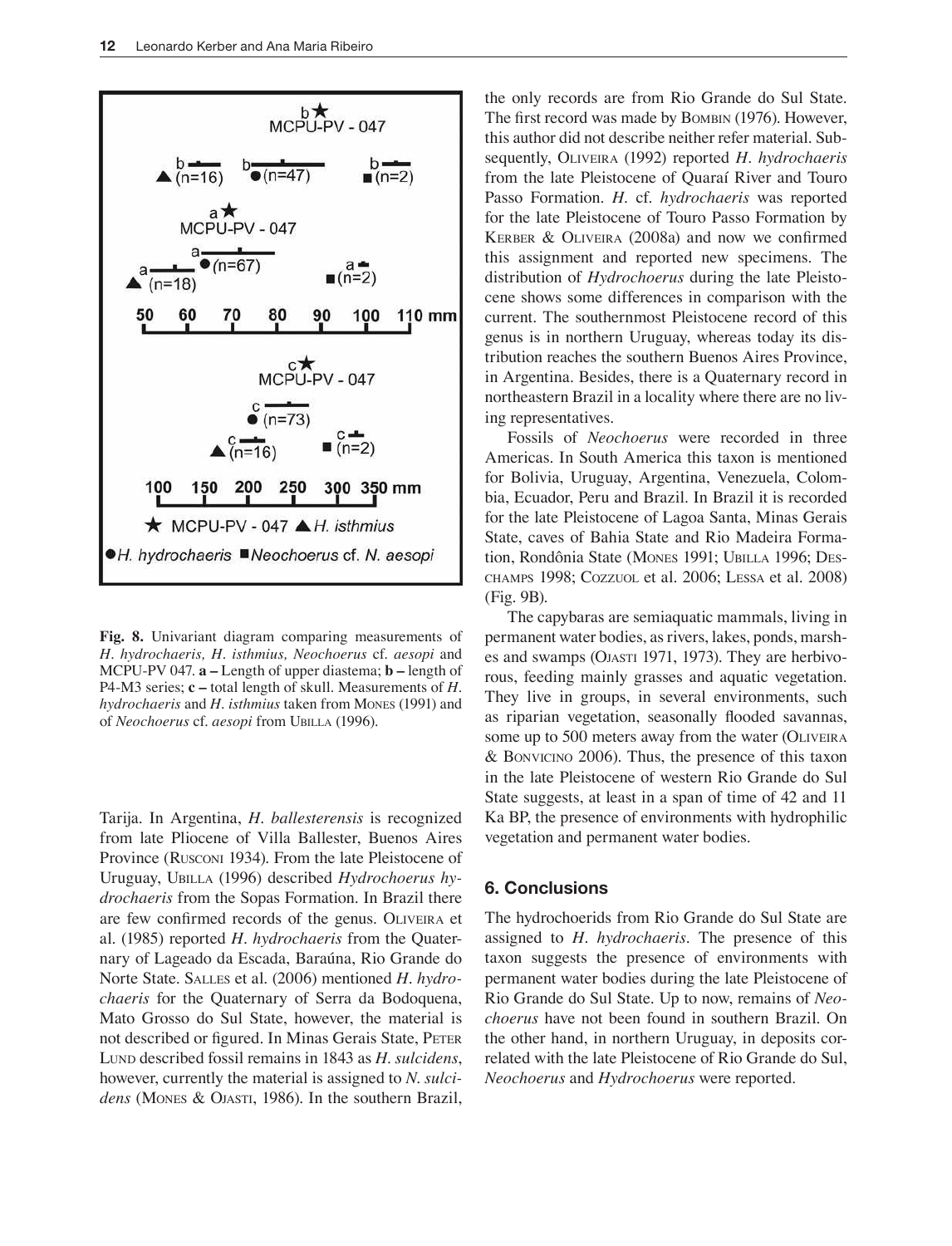**Fig. 8.** Univariant diagram comparing measurements of *H. hydrochaeris, H. isthmius, Neochoerus* cf. *aesopi* and MCPU-PV 047. **a –** Length of upper diastema; **b –** length of P4-M3 series; **c –** total length of skull. Measurements of *H. hydrochaeris* and *H. isthmius* taken from Mones (1991) and of *Neochoerus* cf. *aesopi* from Ubilla (1996).

Tarija. In Argentina, *H. ballesterensis* is recognized from late Pliocene of Villa Ballester, Buenos Aires Province (Rusconi 1934). From the late Pleistocene of Uruguay, Ubilla (1996) described *Hydrochoerus hydrochaeris* from the Sopas Formation. In Brazil there are few confirmed records of the genus. Oliveira et al. (1985) reported *H. hydrochaeris* from the Quaternary of Lageado da Escada, Baraúna, Rio Grande do Norte State. Salles et al. (2006) mentioned *H. hydrochaeris* for the Quaternary of Serra da Bodoquena, Mato Grosso do Sul State, however, the material is not described or figured. In Minas Gerais State, Peter Lund described fossil remains in 1843 as *H. sulcidens*, however, currently the material is assigned to *N. sulcidens* (Mones & Ojasti, 1986). In the southern Brazil, the only records are from Rio Grande do Sul State. The first record was made by Bombin (1976). However, this author did not describe neither refer material. Subsequently, Oliveira (1992) reported *H. hydrochaeris* from the late Pleistocene of Quaraí River and Touro Passo Formation. *H.* cf. *hydrochaeris* was reported for the late Pleistocene of Touro Passo Formation by Kerber & Oliveira (2008a) and now we confirmed this assignment and reported new specimens. The distribution of *Hydrochoerus* during the late Pleistocene shows some differences in comparison with the current. The southernmost Pleistocene record of this genus is in northern Uruguay, whereas today its distribution reaches the southern Buenos Aires Province, in Argentina. Besides, there is a Quaternary record in northeastern Brazil in a locality where there are no living representatives.

Fossils of *Neochoerus* were recorded in three Americas. In South America this taxon is mentioned for Bolivia, Uruguay, Argentina, Venezuela, Colombia, Ecuador, Peru and Brazil. In Brazil it is recorded for the late Pleistocene of Lagoa Santa, Minas Gerais State, caves of Bahia State and Rio Madeira Formation, Rondônia State (Mones 1991; Ubilla 1996; Deschamps 1998; Cozzuol et al. 2006; Lessa et al. 2008) (Fig. 9B).

The capybaras are semiaquatic mammals, living in permanent water bodies, as rivers, lakes, ponds, marshes and swamps (Ojasti 1971, 1973). They are herbivorous, feeding mainly grasses and aquatic vegetation. They live in groups, in several environments, such as riparian vegetation, seasonally flooded savannas, some up to 500 meters away from the water (Oliveira & Bonvicino 2006). Thus, the presence of this taxon in the late Pleistocene of western Rio Grande do Sul State suggests, at least in a span of time of 42 and 11 Ka BP, the presence of environments with hydrophilic vegetation and permanent water bodies.

## 6. Conclusions

The hydrochoerids from Rio Grande do Sul State are assigned to *H. hydrochaeris*. The presence of this taxon suggests the presence of environments with permanent water bodies during the late Pleistocene of Rio Grande do Sul State. Up to now, remains of *Neochoerus* have not been found in southern Brazil. On the other hand, in northern Uruguay, in deposits correlated with the late Pleistocene of Rio Grande do Sul, *Neochoerus* and *Hydrochoerus* were reported.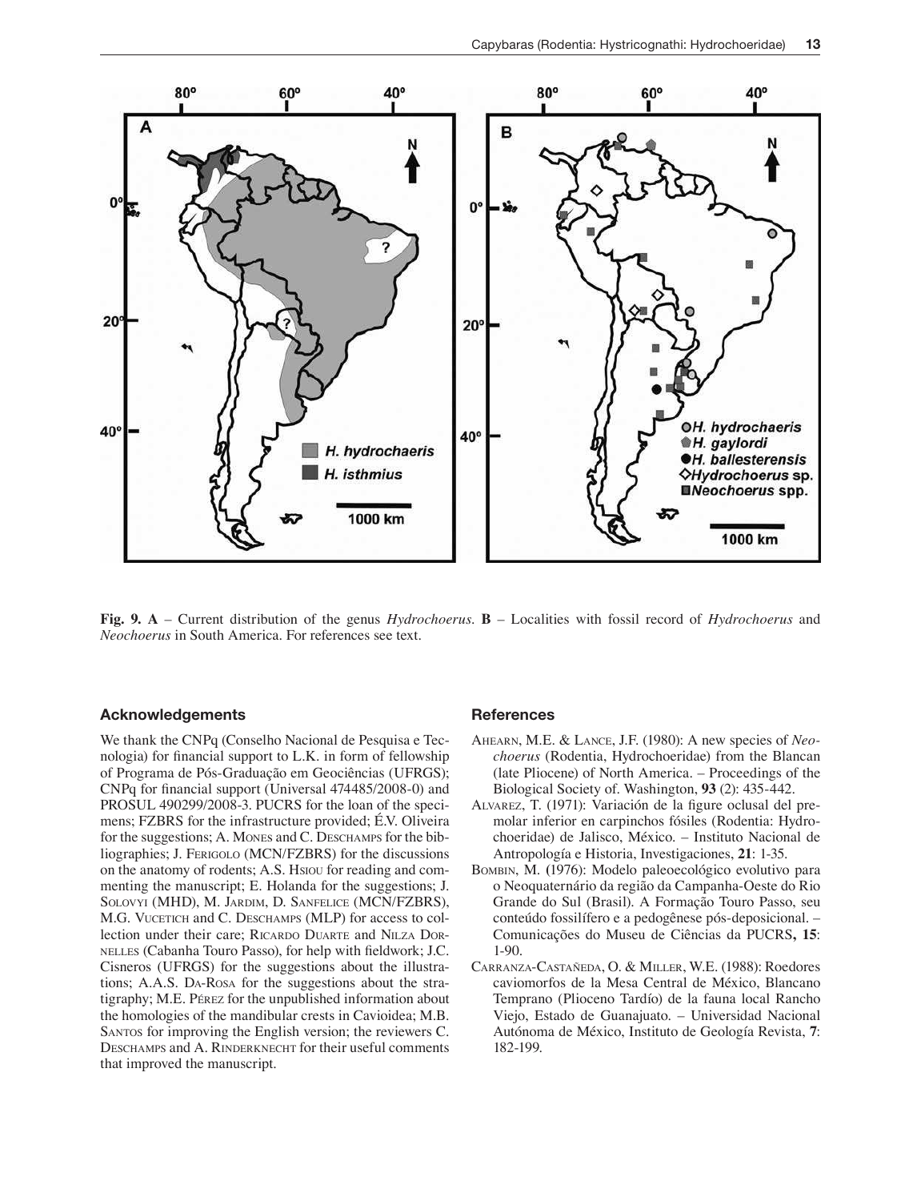**Fig. 9. A** – Current distribution of the genus *Hydrochoerus*. **B** – Localities with fossil record of *Hydrochoerus* and *Neochoerus* in South America. For references see text.

## Acknowledgements

We thank the CNPq (Conselho Nacional de Pesquisa e Tecnologia) for financial support to L.K. in form of fellowship of Programa de Pós-Graduação em Geociências (UFRGS); CNPq for financial support (Universal 474485/2008-0) and PROSUL 490299/2008-3. PUCRS for the loan of the specimens; FZBRS for the infrastructure provided; É.V. Oliveira for the suggestions; A. Mones and C. Deschamps for the bibliographies; J. Ferigolo (MCN/FZBRS) for the discussions on the anatomy of rodents; A.S. Hsiou for reading and commenting the manuscript; E. Holanda for the suggestions; J. Solovyi (MHD), M. Jardim, D. Sanfelice (MCN/FZBRS), M.G. Vucetich and C. Deschamps (MLP) for access to collection under their care; Ricardo Duarte and Nilza Dornelles (Cabanha Touro Passo), for help with fieldwork; J.C. Cisneros (UFRGS) for the suggestions about the illustrations; A.A.S. Da-Rosa for the suggestions about the stratigraphy; M.E. Pérez for the unpublished information about the homologies of the mandibular crests in Cavioidea; M.B. Santos for improving the English version; the reviewers C. Deschamps and A. Rinderknecht for their useful comments that improved the manuscript.

## References

Ahearn, M.E. & Lance, J.F. (1980): A new species of *Neochoerus* (Rodentia, Hydrochoeridae) from the Blancan (late Pliocene) of North America. – Proceedings of the Biological Society of. Washington, **93** (2): 435-442.

Alvarez, T. (1971): Variación de la figure oclusal del premolar inferior en carpinchos fósiles (Rodentia: Hydrochoeridae) de Jalisco, México. – Instituto Nacional de Antropología e Historia, Investigaciones, **21**: 1-35.

Bombin, M. (1976): Modelo paleoecológico evolutivo para o Neoquaternário da região da Campanha-Oeste do Rio Grande do Sul (Brasil). A Formação Touro Passo, seu conteúdo fossilífero e a pedogênese pós-deposicional. – Comunicações do Museu de Ciências da PUCRS**, 15**: 1-90.

Carranza-Castañeda, O. & Miller, W.E. (1988): Roedores caviomorfos de la Mesa Central de México, Blancano Temprano (Plioceno Tardío) de la fauna local Rancho Viejo, Estado de Guanajuato. – Universidad Nacional Autónoma de México, Instituto de Geología Revista, **7**: 182-199.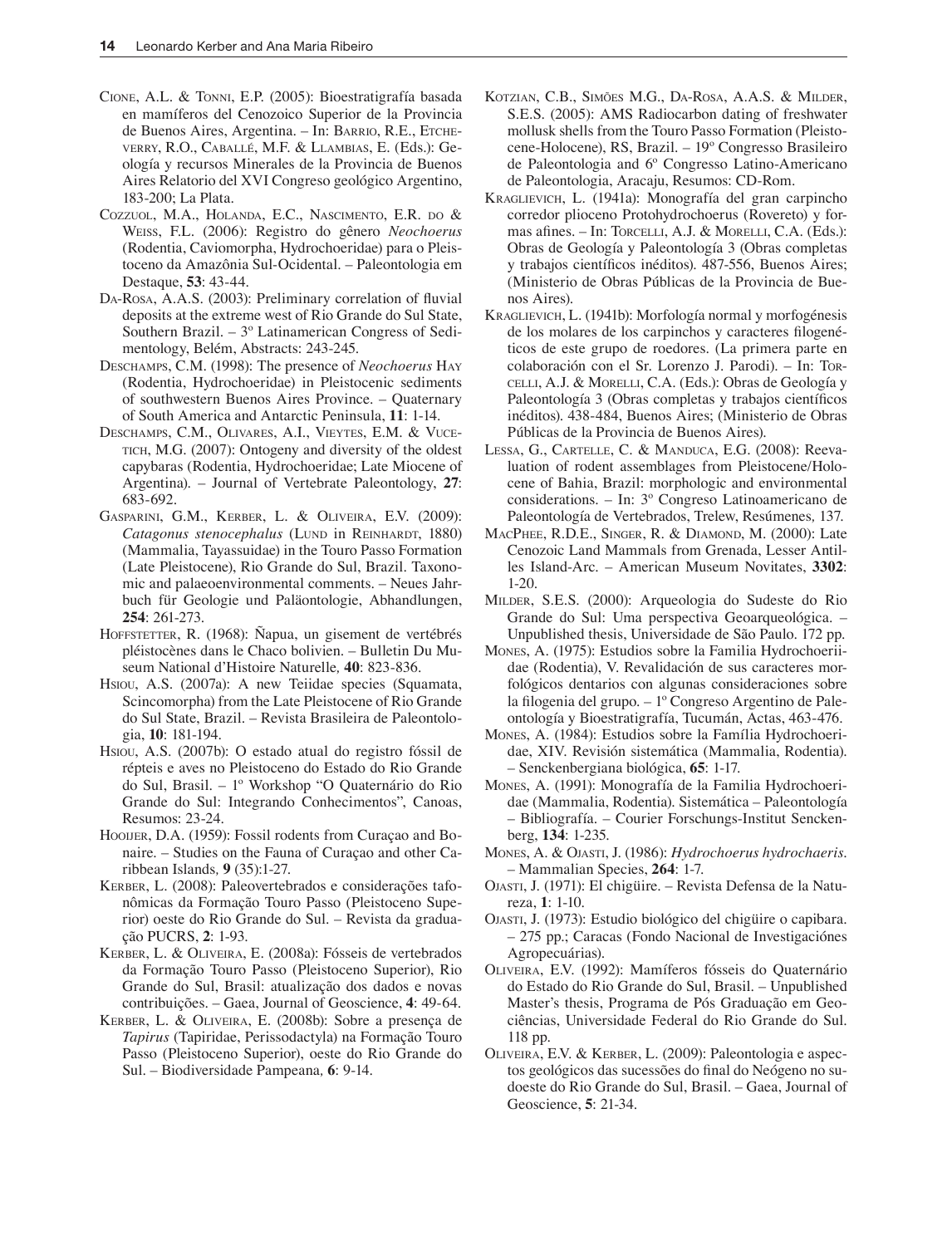Cione, A.L. & Tonni, E.P. (2005): Bioestratigrafía basada en mamíferos del Cenozoico Superior de la Provincia de Buenos Aires, Argentina. – In: Barrio, R.E., Etcheverry, R.O., Caballé, M.F. & Llambias, E. (Eds.): Geología y recursos Minerales de la Provincia de Buenos Aires Relatorio del XVI Congreso geológico Argentino, 183-200; La Plata.

Cozzuol, M.A., Holanda, E.C., Nascimento, E.R. do & Weiss, F.L. (2006): Registro do gênero *Neochoerus* (Rodentia, Caviomorpha, Hydrochoeridae) para o Pleistoceno da Amazônia Sul-Ocidental. – Paleontologia em Destaque, **53**: 43-44.

Da-Rosa, A.A.S. (2003): Preliminary correlation of fluvial deposits at the extreme west of Rio Grande do Sul State, Southern Brazil. – 3º Latinamerican Congress of Sedimentology, Belém, Abstracts: 243-245.

Deschamps, C.M. (1998): The presence of *Neochoerus* Hay (Rodentia, Hydrochoeridae) in Pleistocenic sediments of southwestern Buenos Aires Province. – Quaternary of South America and Antarctic Peninsula, **11**: 1-14.

Deschamps, C.M., Olivares, A.I., Vieytes, E.M. & Vucetich, M.G. (2007): Ontogeny and diversity of the oldest capybaras (Rodentia, Hydrochoeridae; Late Miocene of Argentina). – Journal of Vertebrate Paleontology, **27**: 683-692.

Gasparini, G.M., Kerber, L. & Oliveira, E.V. (2009): *Catagonus stenocephalus* (Lund in Reinhardt, 1880) (Mammalia, Tayassuidae) in the Touro Passo Formation (Late Pleistocene), Rio Grande do Sul, Brazil. Taxonomic and palaeoenvironmental comments. – Neues Jahrbuch für Geologie und Paläontologie, Abhandlungen, **254**: 261-273.

Hoffstetter, R. (1968): Ñapua, un gisement de vertébrés pléistocènes dans le Chaco bolivien. – Bulletin Du Museum National d'Histoire Naturelle, **40**: 823-836.

Hsiou, A.S. (2007a): A new Teiidae species (Squamata, Scincomorpha) from the Late Pleistocene of Rio Grande do Sul State, Brazil. – Revista Brasileira de Paleontologia, **10**: 181-194.

Hsiou, A.S. (2007b): O estado atual do registro fóssil de répteis e aves no Pleistoceno do Estado do Rio Grande do Sul, Brasil. – 1º Workshop "O Quaternário do Rio Grande do Sul: Integrando Conhecimentos", Canoas, Resumos: 23-24.

Hooijer, D.A. (1959): Fossil rodents from Curaçao and Bonaire. – Studies on the Fauna of Curaçao and other Caribbean Islands, **9** (35):1-27.

Kerber, L. (2008): Paleovertebrados e considerações tafonômicas da Formação Touro Passo (Pleistoceno Superior) oeste do Rio Grande do Sul. – Revista da graduação PUCRS, **2**: 1-93.

Kerber, L. & Oliveira, E. (2008a): Fósseis de vertebrados da Formação Touro Passo (Pleistoceno Superior), Rio Grande do Sul, Brasil: atualização dos dados e novas contribuições. – Gaea, Journal of Geoscience, **4**: 49-64.

Kerber, L. & Oliveira, E. (2008b): Sobre a presença de *Tapirus* (Tapiridae, Perissodactyla) na Formação Touro Passo (Pleistoceno Superior), oeste do Rio Grande do Sul. – Biodiversidade Pampeana, **6**: 9-14.

Kotzian, C.B., Simões M.G., Da-Rosa, A.A.S. & Milder, S.E.S. (2005): AMS Radiocarbon dating of freshwater mollusk shells from the Touro Passo Formation (Pleistocene-Holocene), RS, Brazil. – 19º Congresso Brasileiro de Paleontologia and 6º Congresso Latino-Americano de Paleontologia, Aracaju, Resumos: CD-Rom.

Kraglievich, L. (1941a): Monografía del gran carpincho corredor plioceno Protohydrochoerus (Rovereto) y formas afines. – In: Torcelli, A.J. & Morelli, C.A. (Eds.): Obras de Geología y Paleontología 3 (Obras completas y trabajos científicos inéditos). 487-556, Buenos Aires; (Ministerio de Obras Públicas de la Provincia de Buenos Aires).

Kraglievich, L. (1941b): Morfología normal y morfogénesis de los molares de los carpinchos y caracteres filogenéticos de este grupo de roedores. (La primera parte en colaboración con el Sr. Lorenzo J. Parodi). – In: Torcelli, A.J. & Morelli, C.A. (Eds.): Obras de Geología y Paleontología 3 (Obras completas y trabajos científicos inéditos). 438-484, Buenos Aires; (Ministerio de Obras Públicas de la Provincia de Buenos Aires).

Lessa, G., Cartelle, C. & Manduca, E.G. (2008): Reevaluation of rodent assemblages from Pleistocene/Holocene of Bahia, Brazil: morphologic and environmental considerations. – In: 3º Congreso Latinoamericano de Paleontología de Vertebrados, Trelew, Resúmenes, 137.

MacPhee, R.D.E., Singer, R. & Diamond, M. (2000): Late Cenozoic Land Mammals from Grenada, Lesser Antilles Island-Arc. – American Museum Novitates, **3302**: 1-20.

Milder, S.E.S. (2000): Arqueologia do Sudeste do Rio Grande do Sul: Uma perspectiva Geoarqueológica. – Unpublished thesis, Universidade de São Paulo. 172 pp.

Mones, A. (1975): Estudios sobre la Familia Hydrochoeriidae (Rodentia), V. Revalidación de sus caracteres morfológicos dentarios con algunas consideraciones sobre la filogenia del grupo. – 1º Congreso Argentino de Paleontología y Bioestratigrafía, Tucumán, Actas, 463-476.

Mones, A. (1984): Estudios sobre la Família Hydrochoeridae, XIV. Revisión sistemática (Mammalia, Rodentia). – Senckenbergiana biológica, **65**: 1-17.

Mones, A. (1991): Monografía de la Familia Hydrochoeridae (Mammalia, Rodentia). Sistemática – Paleontología – Bibliografía. – Courier Forschungs-Institut Senckenberg, **134**: 1-235.

Mones, A. & Ojasti, J. (1986): *Hydrochoerus hydrochaeris*. – Mammalian Species, **264**: 1-7.

Ojasti, J. (1971): El chigüire. – Revista Defensa de la Naturaleza, **1**: 1-10.

Ojasti, J. (1973): Estudio biológico del chigüire o capibara. – 275 pp.; Caracas (Fondo Nacional de Investigaciónes Agropecuárias).

Oliveira, E.V. (1992): Mamíferos fósseis do Quaternário do Estado do Rio Grande do Sul, Brasil. – Unpublished Master's thesis, Programa de Pós Graduação em Geociências, Universidade Federal do Rio Grande do Sul. 118 pp.

Oliveira, E.V. & Kerber, L. (2009): Paleontologia e aspectos geológicos das sucessões do final do Neógeno no sudoeste do Rio Grande do Sul, Brasil. – Gaea, Journal of Geoscience, **5**: 21-34.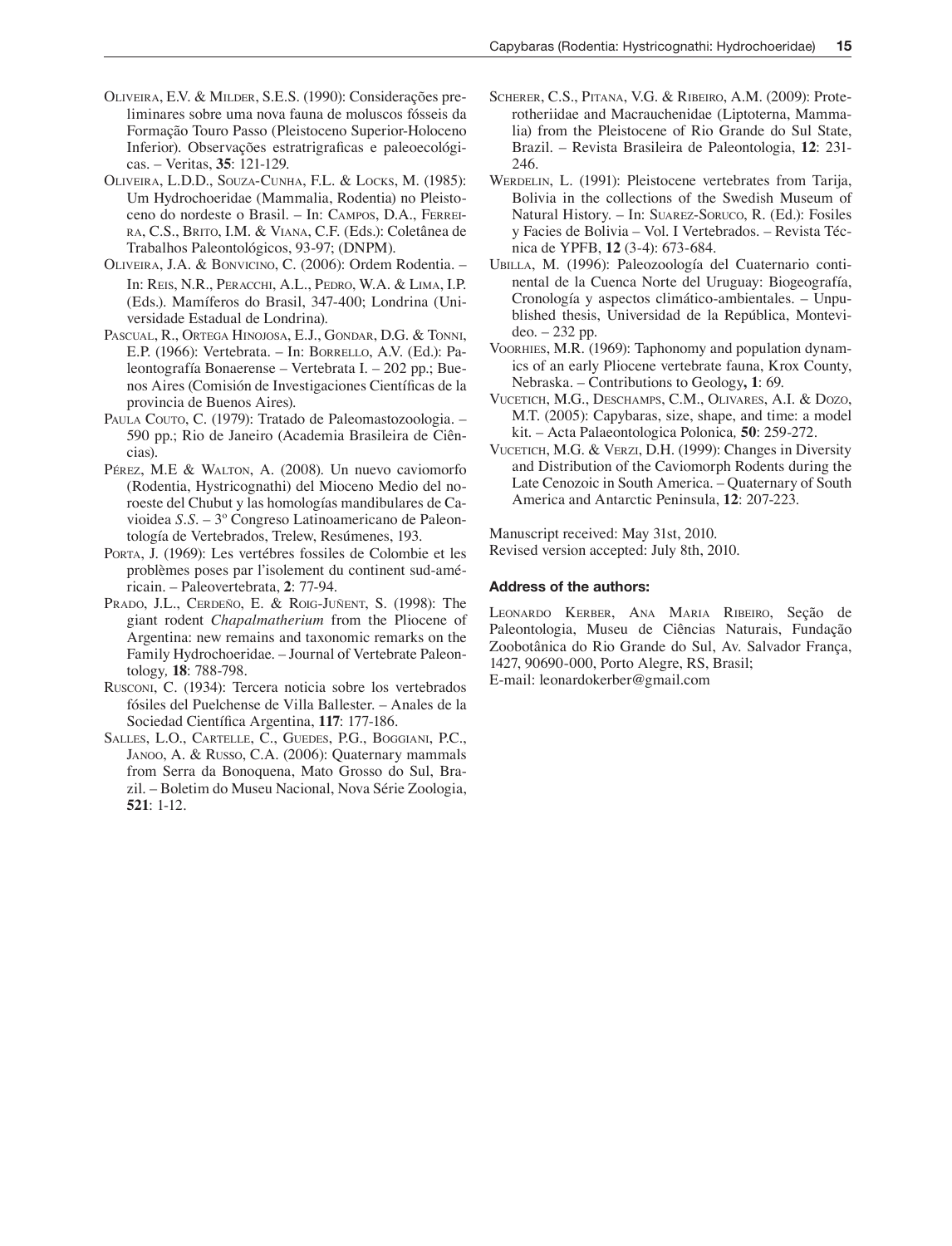Oliveira, E.V. & Milder, S.E.S. (1990): Considerações preliminares sobre uma nova fauna de moluscos fósseis da Formação Touro Passo (Pleistoceno Superior-Holoceno Inferior). Observações estratigraficas e paleoecológicas. – Veritas, **35**: 121-129.

Oliveira, L.D.D., Souza-Cunha, F.L. & Locks, M. (1985): Um Hydrochoeridae (Mammalia, Rodentia) no Pleistoceno do nordeste o Brasil. – In: Campos, D.A., Ferreira, C.S., Brito, I.M. & Viana, C.F. (Eds.): Coletânea de Trabalhos Paleontológicos, 93-97; (DNPM).

Oliveira, J.A. & Bonvicino, C. (2006): Ordem Rodentia. – In: Reis, N.R., Peracchi, A.L., Pedro, W.A. & Lima, I.P. (Eds.). Mamíferos do Brasil, 347-400; Londrina (Universidade Estadual de Londrina).

Pascual, R., Ortega Hinojosa, E.J., Gondar, D.G. & Tonni, E.P. (1966): Vertebrata. – In: Borrello, A.V. (Ed.): Paleontografía Bonaerense – Vertebrata I. – 202 pp.; Buenos Aires (Comisión de Investigaciones Científicas de la provincia de Buenos Aires).

Paula Couto, C. (1979): Tratado de Paleomastozoologia. – 590 pp.; Rio de Janeiro (Academia Brasileira de Ciências).

Pérez, M.E & Walton, A. (2008). Un nuevo caviomorfo (Rodentia, Hystricognathi) del Mioceno Medio del noroeste del Chubut y las homologías mandibulares de Cavioidea *S.S.* – 3º Congreso Latinoamericano de Paleontología de Vertebrados, Trelew, Resúmenes, 193.

Porta, J. (1969): Les vertébres fossiles de Colombie et les problèmes poses par l'isolement du continent sud-américain. – Paleovertebrata, **2**: 77-94.

Prado, J.L., Cerdeño, E. & Roig-Juñent, S. (1998): The giant rodent *Chapalmatherium* from the Pliocene of Argentina: new remains and taxonomic remarks on the Family Hydrochoeridae. – Journal of Vertebrate Paleontology, **18**: 788-798.

Rusconi, C. (1934): Tercera noticia sobre los vertebrados fósiles del Puelchense de Villa Ballester. – Anales de la Sociedad Científica Argentina, **117**: 177-186.

Salles, L.O., Cartelle, C., Guedes, P.G., Boggiani, P.C., Janoo, A. & Russo, C.A. (2006): Quaternary mammals from Serra da Bonoquena, Mato Grosso do Sul, Brazil. – Boletim do Museu Nacional, Nova Série Zoologia, **521**: 1-12.

Scherer, C.S., Pitana, V.G. & Ribeiro, A.M. (2009): Proterotheriidae and Macrauchenidae (Liptoterna, Mammalia) from the Pleistocene of Rio Grande do Sul State, Brazil. – Revista Brasileira de Paleontologia, **12**: 231-246.

Werdelin, L. (1991): Pleistocene vertebrates from Tarija, Bolivia in the collections of the Swedish Museum of Natural History. – In: Suarez-Soruco, R. (Ed.): Fosiles y Facies de Bolivia – Vol. I Vertebrados. – Revista Técnica de YPFB, **12** (3-4): 673-684.

Ubilla, M. (1996): Paleozoología del Cuaternario continental de la Cuenca Norte del Uruguay: Biogeografía, Cronología y aspectos climático-ambientales. – Unpublished thesis, Universidad de la República, Montevideo. – 232 pp.

Voorhies, M.R. (1969): Taphonomy and population dynamics of an early Pliocene vertebrate fauna, Krox County, Nebraska. – Contributions to Geology**, 1**: 69.

Vucetich, M.G., Deschamps, C.M., Olivares, A.I. & Dozo, M.T. (2005): Capybaras, size, shape, and time: a model kit. – Acta Palaeontologica Polonica*,* **50**: 259-272.

Vucetich, M.G. & Verzi, D.H. (1999): Changes in Diversity and Distribution of the Caviomorph Rodents during the Late Cenozoic in South America. – Quaternary of South America and Antarctic Peninsula, **12**: 207-223.

Manuscript received: May 31st, 2010.
Revised version accepted: July 8th, 2010.

### Address of the authors:

Leonardo Kerber, Ana Maria Ribeiro, Seção de Paleontologia, Museu de Ciências Naturais, Fundação Zoobotânica do Rio Grande do Sul, Av. Salvador França, 1427, 90690-000, Porto Alegre, RS, Brasil;
E-mail: leonardokerber@gmail.com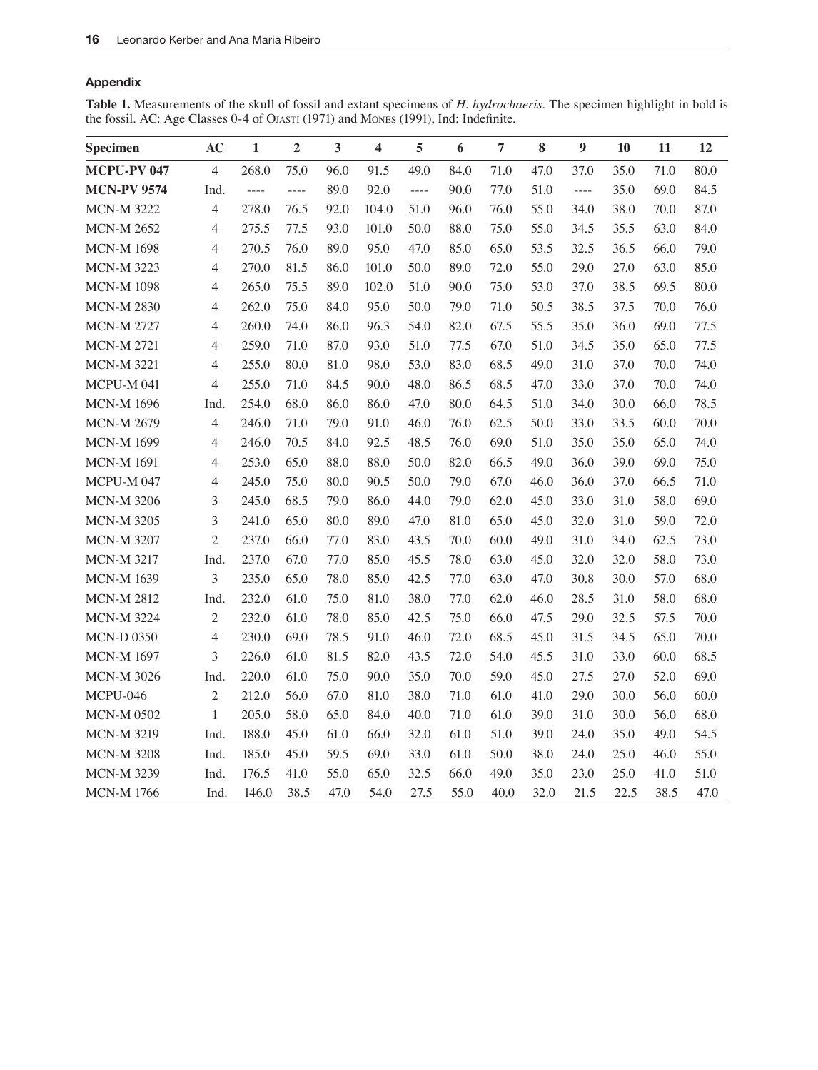## Appendix

**Table 1.** Measurements of the skull of fossil and extant specimens of *H. hydrochaeris*. The specimen highlight in bold is the fossil. AC: Age Classes 0-4 of Ojasti (1971) and Mones (1991), Ind: Indefinite.

| Specimen | AC | 1 | 2 | 3 | 4 | 5 | 6 | 7 | 8 | 9 | 10 | 11 | 12 |
|---|---|---|---|---|---|---|---|---|---|---|---|---|---|
| **MCPU-PV 047** | 4 | 268.0 | 75.0 | 96.0 | 91.5 | 49.0 | 84.0 | 71.0 | 47.0 | 37.0 | 35.0 | 71.0 | 80.0 |
| **MCN-PV 9574** | Ind. | ---- | ---- | 89.0 | 92.0 | ---- | 90.0 | 77.0 | 51.0 | ---- | 35.0 | 69.0 | 84.5 |
| MCN-M 3222 | 4 | 278.0 | 76.5 | 92.0 | 104.0 | 51.0 | 96.0 | 76.0 | 55.0 | 34.0 | 38.0 | 70.0 | 87.0 |
| MCN-M 2652 | 4 | 275.5 | 77.5 | 93.0 | 101.0 | 50.0 | 88.0 | 75.0 | 55.0 | 34.5 | 35.5 | 63.0 | 84.0 |
| MCN-M 1698 | 4 | 270.5 | 76.0 | 89.0 | 95.0 | 47.0 | 85.0 | 65.0 | 53.5 | 32.5 | 36.5 | 66.0 | 79.0 |
| MCN-M 3223 | 4 | 270.0 | 81.5 | 86.0 | 101.0 | 50.0 | 89.0 | 72.0 | 55.0 | 29.0 | 27.0 | 63.0 | 85.0 |
| MCN-M 1098 | 4 | 265.0 | 75.5 | 89.0 | 102.0 | 51.0 | 90.0 | 75.0 | 53.0 | 37.0 | 38.5 | 69.5 | 80.0 |
| MCN-M 2830 | 4 | 262.0 | 75.0 | 84.0 | 95.0 | 50.0 | 79.0 | 71.0 | 50.5 | 38.5 | 37.5 | 70.0 | 76.0 |
| MCN-M 2727 | 4 | 260.0 | 74.0 | 86.0 | 96.3 | 54.0 | 82.0 | 67.5 | 55.5 | 35.0 | 36.0 | 69.0 | 77.5 |
| MCN-M 2721 | 4 | 259.0 | 71.0 | 87.0 | 93.0 | 51.0 | 77.5 | 67.0 | 51.0 | 34.5 | 35.0 | 65.0 | 77.5 |
| MCN-M 3221 | 4 | 255.0 | 80.0 | 81.0 | 98.0 | 53.0 | 83.0 | 68.5 | 49.0 | 31.0 | 37.0 | 70.0 | 74.0 |
| MCPU-M 041 | 4 | 255.0 | 71.0 | 84.5 | 90.0 | 48.0 | 86.5 | 68.5 | 47.0 | 33.0 | 37.0 | 70.0 | 74.0 |
| MCN-M 1696 | Ind. | 254.0 | 68.0 | 86.0 | 86.0 | 47.0 | 80.0 | 64.5 | 51.0 | 34.0 | 30.0 | 66.0 | 78.5 |
| MCN-M 2679 | 4 | 246.0 | 71.0 | 79.0 | 91.0 | 46.0 | 76.0 | 62.5 | 50.0 | 33.0 | 33.5 | 60.0 | 70.0 |
| MCN-M 1699 | 4 | 246.0 | 70.5 | 84.0 | 92.5 | 48.5 | 76.0 | 69.0 | 51.0 | 35.0 | 35.0 | 65.0 | 74.0 |
| MCN-M 1691 | 4 | 253.0 | 65.0 | 88.0 | 88.0 | 50.0 | 82.0 | 66.5 | 49.0 | 36.0 | 39.0 | 69.0 | 75.0 |
| MCPU-M 047 | 4 | 245.0 | 75.0 | 80.0 | 90.5 | 50.0 | 79.0 | 67.0 | 46.0 | 36.0 | 37.0 | 66.5 | 71.0 |
| MCN-M 3206 | 3 | 245.0 | 68.5 | 79.0 | 86.0 | 44.0 | 79.0 | 62.0 | 45.0 | 33.0 | 31.0 | 58.0 | 69.0 |
| MCN-M 3205 | 3 | 241.0 | 65.0 | 80.0 | 89.0 | 47.0 | 81.0 | 65.0 | 45.0 | 32.0 | 31.0 | 59.0 | 72.0 |
| MCN-M 3207 | 2 | 237.0 | 66.0 | 77.0 | 83.0 | 43.5 | 70.0 | 60.0 | 49.0 | 31.0 | 34.0 | 62.5 | 73.0 |
| MCN-M 3217 | Ind. | 237.0 | 67.0 | 77.0 | 85.0 | 45.5 | 78.0 | 63.0 | 45.0 | 32.0 | 32.0 | 58.0 | 73.0 |
| MCN-M 1639 | 3 | 235.0 | 65.0 | 78.0 | 85.0 | 42.5 | 77.0 | 63.0 | 47.0 | 30.8 | 30.0 | 57.0 | 68.0 |
| MCN-M 2812 | Ind. | 232.0 | 61.0 | 75.0 | 81.0 | 38.0 | 77.0 | 62.0 | 46.0 | 28.5 | 31.0 | 58.0 | 68.0 |
| MCN-M 3224 | 2 | 232.0 | 61.0 | 78.0 | 85.0 | 42.5 | 75.0 | 66.0 | 47.5 | 29.0 | 32.5 | 57.5 | 70.0 |
| MCN-D 0350 | 4 | 230.0 | 69.0 | 78.5 | 91.0 | 46.0 | 72.0 | 68.5 | 45.0 | 31.5 | 34.5 | 65.0 | 70.0 |
| MCN-M 1697 | 3 | 226.0 | 61.0 | 81.5 | 82.0 | 43.5 | 72.0 | 54.0 | 45.5 | 31.0 | 33.0 | 60.0 | 68.5 |
| MCN-M 3026 | Ind. | 220.0 | 61.0 | 75.0 | 90.0 | 35.0 | 70.0 | 59.0 | 45.0 | 27.5 | 27.0 | 52.0 | 69.0 |
| MCPU-046 | 2 | 212.0 | 56.0 | 67.0 | 81.0 | 38.0 | 71.0 | 61.0 | 41.0 | 29.0 | 30.0 | 56.0 | 60.0 |
| MCN-M 0502 | 1 | 205.0 | 58.0 | 65.0 | 84.0 | 40.0 | 71.0 | 61.0 | 39.0 | 31.0 | 30.0 | 56.0 | 68.0 |
| MCN-M 3219 | Ind. | 188.0 | 45.0 | 61.0 | 66.0 | 32.0 | 61.0 | 51.0 | 39.0 | 24.0 | 35.0 | 49.0 | 54.5 |
| MCN-M 3208 | Ind. | 185.0 | 45.0 | 59.5 | 69.0 | 33.0 | 61.0 | 50.0 | 38.0 | 24.0 | 25.0 | 46.0 | 55.0 |
| MCN-M 3239 | Ind. | 176.5 | 41.0 | 55.0 | 65.0 | 32.5 | 66.0 | 49.0 | 35.0 | 23.0 | 25.0 | 41.0 | 51.0 |
| MCN-M 1766 | Ind. | 146.0 | 38.5 | 47.0 | 54.0 | 27.5 | 55.0 | 40.0 | 32.0 | 21.5 | 22.5 | 38.5 | 47.0 |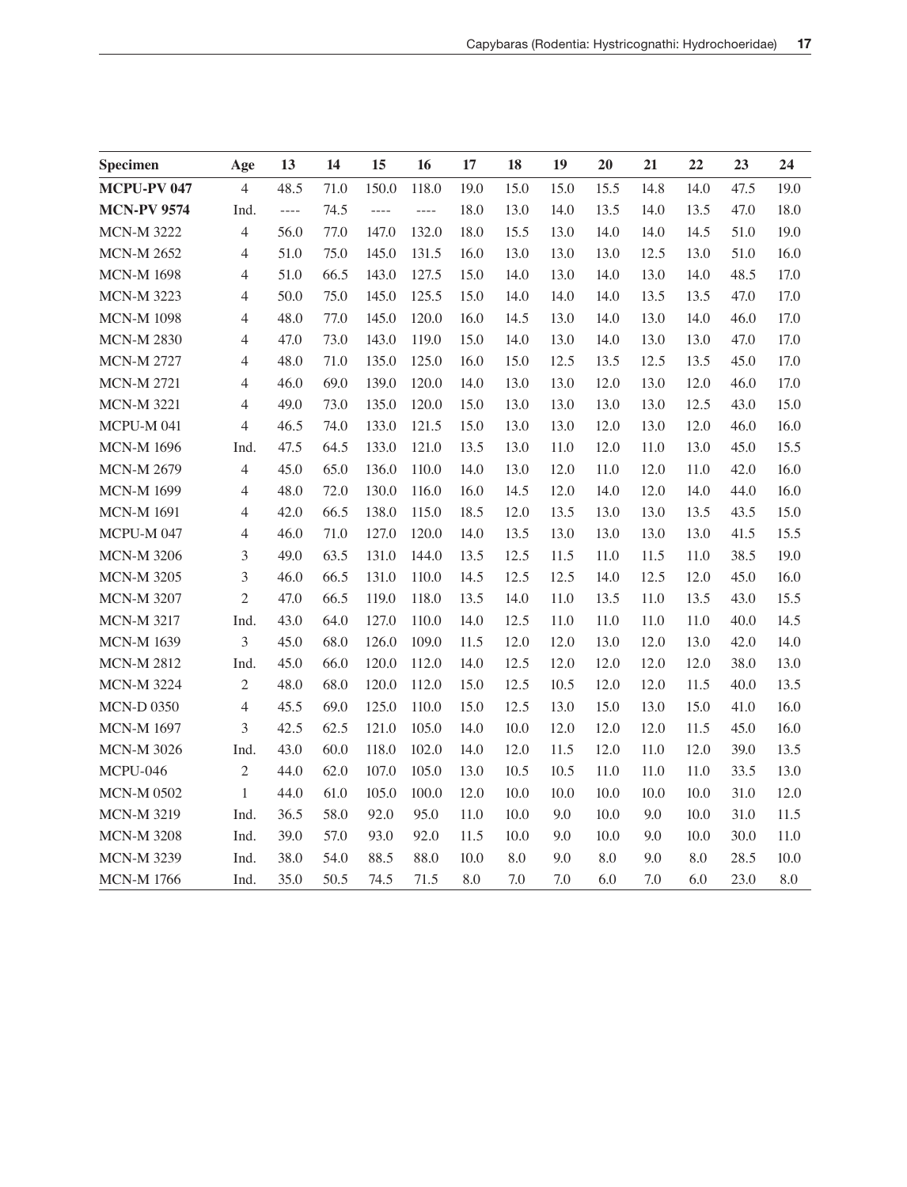| **Specimen** | **Age** | **13** | **14** | **15** | **16** | **17** | **18** | **19** | **20** | **21** | **22** | **23** | **24** |
|---|---|---|---|---|---|---|---|---|---|---|---|---|---|
| **MCPU-PV 047** | 4 | 48.5 | 71.0 | 150.0 | 118.0 | 19.0 | 15.0 | 15.0 | 15.5 | 14.8 | 14.0 | 47.5 | 19.0 |
| **MCN-PV 9574** | Ind. | ---- | 74.5 | ---- | ---- | 18.0 | 13.0 | 14.0 | 13.5 | 14.0 | 13.5 | 47.0 | 18.0 |
| MCN-M 3222 | 4 | 56.0 | 77.0 | 147.0 | 132.0 | 18.0 | 15.5 | 13.0 | 14.0 | 14.0 | 14.5 | 51.0 | 19.0 |
| MCN-M 2652 | 4 | 51.0 | 75.0 | 145.0 | 131.5 | 16.0 | 13.0 | 13.0 | 13.0 | 12.5 | 13.0 | 51.0 | 16.0 |
| MCN-M 1698 | 4 | 51.0 | 66.5 | 143.0 | 127.5 | 15.0 | 14.0 | 13.0 | 14.0 | 13.0 | 14.0 | 48.5 | 17.0 |
| MCN-M 3223 | 4 | 50.0 | 75.0 | 145.0 | 125.5 | 15.0 | 14.0 | 14.0 | 14.0 | 13.5 | 13.5 | 47.0 | 17.0 |
| MCN-M 1098 | 4 | 48.0 | 77.0 | 145.0 | 120.0 | 16.0 | 14.5 | 13.0 | 14.0 | 13.0 | 14.0 | 46.0 | 17.0 |
| MCN-M 2830 | 4 | 47.0 | 73.0 | 143.0 | 119.0 | 15.0 | 14.0 | 13.0 | 14.0 | 13.0 | 13.0 | 47.0 | 17.0 |
| MCN-M 2727 | 4 | 48.0 | 71.0 | 135.0 | 125.0 | 16.0 | 15.0 | 12.5 | 13.5 | 12.5 | 13.5 | 45.0 | 17.0 |
| MCN-M 2721 | 4 | 46.0 | 69.0 | 139.0 | 120.0 | 14.0 | 13.0 | 13.0 | 12.0 | 13.0 | 12.0 | 46.0 | 17.0 |
| MCN-M 3221 | 4 | 49.0 | 73.0 | 135.0 | 120.0 | 15.0 | 13.0 | 13.0 | 13.0 | 13.0 | 12.5 | 43.0 | 15.0 |
| MCPU-M 041 | 4 | 46.5 | 74.0 | 133.0 | 121.5 | 15.0 | 13.0 | 13.0 | 12.0 | 13.0 | 12.0 | 46.0 | 16.0 |
| MCN-M 1696 | Ind. | 47.5 | 64.5 | 133.0 | 121.0 | 13.5 | 13.0 | 11.0 | 12.0 | 11.0 | 13.0 | 45.0 | 15.5 |
| MCN-M 2679 | 4 | 45.0 | 65.0 | 136.0 | 110.0 | 14.0 | 13.0 | 12.0 | 11.0 | 12.0 | 11.0 | 42.0 | 16.0 |
| MCN-M 1699 | 4 | 48.0 | 72.0 | 130.0 | 116.0 | 16.0 | 14.5 | 12.0 | 14.0 | 12.0 | 14.0 | 44.0 | 16.0 |
| MCN-M 1691 | 4 | 42.0 | 66.5 | 138.0 | 115.0 | 18.5 | 12.0 | 13.5 | 13.0 | 13.0 | 13.5 | 43.5 | 15.0 |
| MCPU-M 047 | 4 | 46.0 | 71.0 | 127.0 | 120.0 | 14.0 | 13.5 | 13.0 | 13.0 | 13.0 | 13.0 | 41.5 | 15.5 |
| MCN-M 3206 | 3 | 49.0 | 63.5 | 131.0 | 144.0 | 13.5 | 12.5 | 11.5 | 11.0 | 11.5 | 11.0 | 38.5 | 19.0 |
| MCN-M 3205 | 3 | 46.0 | 66.5 | 131.0 | 110.0 | 14.5 | 12.5 | 12.5 | 14.0 | 12.5 | 12.0 | 45.0 | 16.0 |
| MCN-M 3207 | 2 | 47.0 | 66.5 | 119.0 | 118.0 | 13.5 | 14.0 | 11.0 | 13.5 | 11.0 | 13.5 | 43.0 | 15.5 |
| MCN-M 3217 | Ind. | 43.0 | 64.0 | 127.0 | 110.0 | 14.0 | 12.5 | 11.0 | 11.0 | 11.0 | 11.0 | 40.0 | 14.5 |
| MCN-M 1639 | 3 | 45.0 | 68.0 | 126.0 | 109.0 | 11.5 | 12.0 | 12.0 | 13.0 | 12.0 | 13.0 | 42.0 | 14.0 |
| MCN-M 2812 | Ind. | 45.0 | 66.0 | 120.0 | 112.0 | 14.0 | 12.5 | 12.0 | 12.0 | 12.0 | 12.0 | 38.0 | 13.0 |
| MCN-M 3224 | 2 | 48.0 | 68.0 | 120.0 | 112.0 | 15.0 | 12.5 | 10.5 | 12.0 | 12.0 | 11.5 | 40.0 | 13.5 |
| MCN-D 0350 | 4 | 45.5 | 69.0 | 125.0 | 110.0 | 15.0 | 12.5 | 13.0 | 15.0 | 13.0 | 15.0 | 41.0 | 16.0 |
| MCN-M 1697 | 3 | 42.5 | 62.5 | 121.0 | 105.0 | 14.0 | 10.0 | 12.0 | 12.0 | 12.0 | 11.5 | 45.0 | 16.0 |
| MCN-M 3026 | Ind. | 43.0 | 60.0 | 118.0 | 102.0 | 14.0 | 12.0 | 11.5 | 12.0 | 11.0 | 12.0 | 39.0 | 13.5 |
| MCPU-046 | 2 | 44.0 | 62.0 | 107.0 | 105.0 | 13.0 | 10.5 | 10.5 | 11.0 | 11.0 | 11.0 | 33.5 | 13.0 |
| MCN-M 0502 | 1 | 44.0 | 61.0 | 105.0 | 100.0 | 12.0 | 10.0 | 10.0 | 10.0 | 10.0 | 10.0 | 31.0 | 12.0 |
| MCN-M 3219 | Ind. | 36.5 | 58.0 | 92.0 | 95.0 | 11.0 | 10.0 | 9.0 | 10.0 | 9.0 | 10.0 | 31.0 | 11.5 |
| MCN-M 3208 | Ind. | 39.0 | 57.0 | 93.0 | 92.0 | 11.5 | 10.0 | 9.0 | 10.0 | 9.0 | 10.0 | 30.0 | 11.0 |
| MCN-M 3239 | Ind. | 38.0 | 54.0 | 88.5 | 88.0 | 10.0 | 8.0 | 9.0 | 8.0 | 9.0 | 8.0 | 28.5 | 10.0 |
| MCN-M 1766 | Ind. | 35.0 | 50.5 | 74.5 | 71.5 | 8.0 | 7.0 | 7.0 | 6.0 | 7.0 | 6.0 | 23.0 | 8.0 |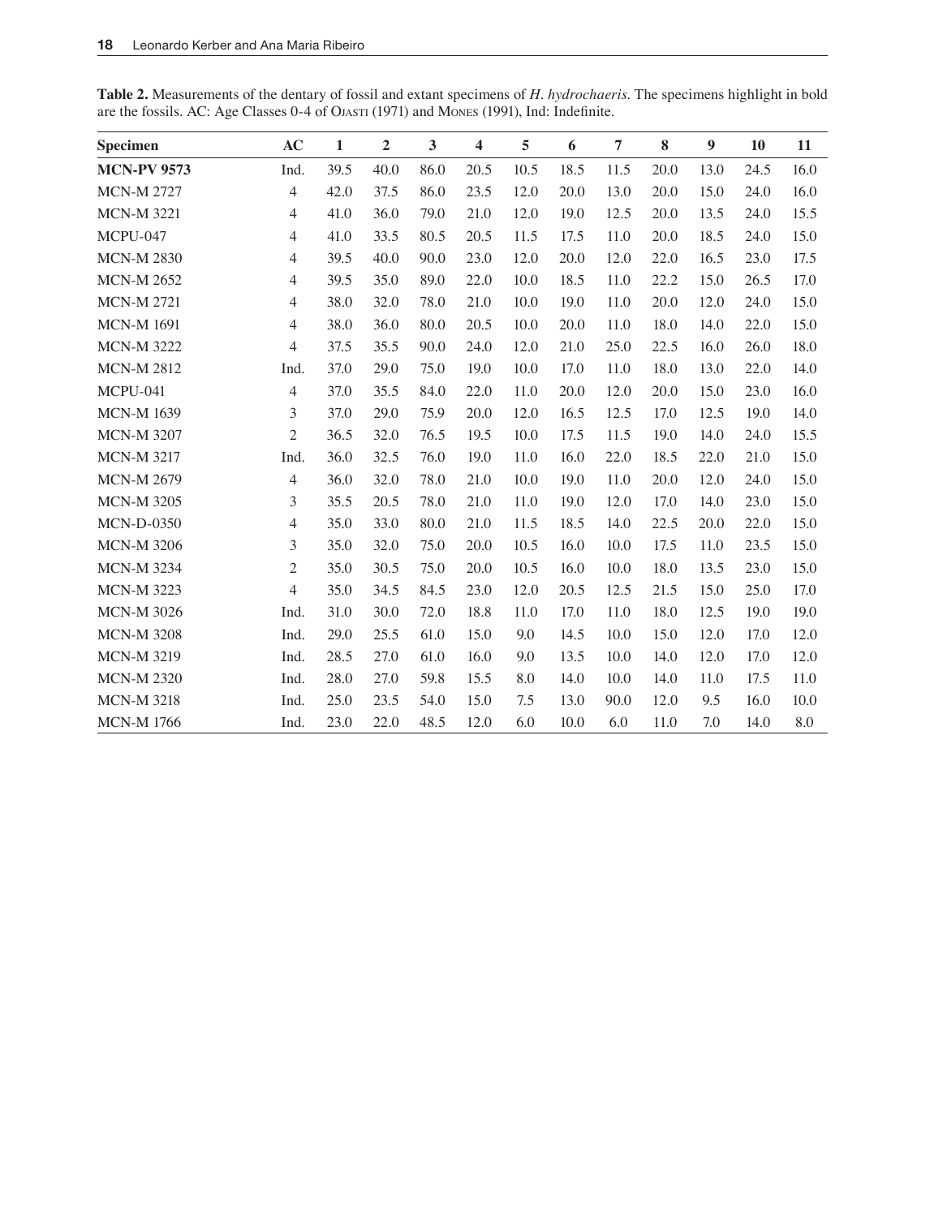**Table 2.** Measurements of the dentary of fossil and extant specimens of *H. hydrochaeris*. The specimens highlight in bold are the fossils. AC: Age Classes 0-4 of Ojasti (1971) and Mones (1991), Ind: Indefinite.

| Specimen | AC | 1 | 2 | 3 | 4 | 5 | 6 | 7 | 8 | 9 | 10 | 11 |
|---|---|---|---|---|---|---|---|---|---|---|---|---|
| **MCN-PV 9573** | Ind. | 39.5 | 40.0 | 86.0 | 20.5 | 10.5 | 18.5 | 11.5 | 20.0 | 13.0 | 24.5 | 16.0 |
| MCN-M 2727 | 4 | 42.0 | 37.5 | 86.0 | 23.5 | 12.0 | 20.0 | 13.0 | 20.0 | 15.0 | 24.0 | 16.0 |
| MCN-M 3221 | 4 | 41.0 | 36.0 | 79.0 | 21.0 | 12.0 | 19.0 | 12.5 | 20.0 | 13.5 | 24.0 | 15.5 |
| MCPU-047 | 4 | 41.0 | 33.5 | 80.5 | 20.5 | 11.5 | 17.5 | 11.0 | 20.0 | 18.5 | 24.0 | 15.0 |
| MCN-M 2830 | 4 | 39.5 | 40.0 | 90.0 | 23.0 | 12.0 | 20.0 | 12.0 | 22.0 | 16.5 | 23.0 | 17.5 |
| MCN-M 2652 | 4 | 39.5 | 35.0 | 89.0 | 22.0 | 10.0 | 18.5 | 11.0 | 22.2 | 15.0 | 26.5 | 17.0 |
| MCN-M 2721 | 4 | 38.0 | 32.0 | 78.0 | 21.0 | 10.0 | 19.0 | 11.0 | 20.0 | 12.0 | 24.0 | 15.0 |
| MCN-M 1691 | 4 | 38.0 | 36.0 | 80.0 | 20.5 | 10.0 | 20.0 | 11.0 | 18.0 | 14.0 | 22.0 | 15.0 |
| MCN-M 3222 | 4 | 37.5 | 35.5 | 90.0 | 24.0 | 12.0 | 21.0 | 25.0 | 22.5 | 16.0 | 26.0 | 18.0 |
| MCN-M 2812 | Ind. | 37.0 | 29.0 | 75.0 | 19.0 | 10.0 | 17.0 | 11.0 | 18.0 | 13.0 | 22.0 | 14.0 |
| MCPU-041 | 4 | 37.0 | 35.5 | 84.0 | 22.0 | 11.0 | 20.0 | 12.0 | 20.0 | 15.0 | 23.0 | 16.0 |
| MCN-M 1639 | 3 | 37.0 | 29.0 | 75.9 | 20.0 | 12.0 | 16.5 | 12.5 | 17.0 | 12.5 | 19.0 | 14.0 |
| MCN-M 3207 | 2 | 36.5 | 32.0 | 76.5 | 19.5 | 10.0 | 17.5 | 11.5 | 19.0 | 14.0 | 24.0 | 15.5 |
| MCN-M 3217 | Ind. | 36.0 | 32.5 | 76.0 | 19.0 | 11.0 | 16.0 | 22.0 | 18.5 | 22.0 | 21.0 | 15.0 |
| MCN-M 2679 | 4 | 36.0 | 32.0 | 78.0 | 21.0 | 10.0 | 19.0 | 11.0 | 20.0 | 12.0 | 24.0 | 15.0 |
| MCN-M 3205 | 3 | 35.5 | 20.5 | 78.0 | 21.0 | 11.0 | 19.0 | 12.0 | 17.0 | 14.0 | 23.0 | 15.0 |
| MCN-D-0350 | 4 | 35.0 | 33.0 | 80.0 | 21.0 | 11.5 | 18.5 | 14.0 | 22.5 | 20.0 | 22.0 | 15.0 |
| MCN-M 3206 | 3 | 35.0 | 32.0 | 75.0 | 20.0 | 10.5 | 16.0 | 10.0 | 17.5 | 11.0 | 23.5 | 15.0 |
| MCN-M 3234 | 2 | 35.0 | 30.5 | 75.0 | 20.0 | 10.5 | 16.0 | 10.0 | 18.0 | 13.5 | 23.0 | 15.0 |
| MCN-M 3223 | 4 | 35.0 | 34.5 | 84.5 | 23.0 | 12.0 | 20.5 | 12.5 | 21.5 | 15.0 | 25.0 | 17.0 |
| MCN-M 3026 | Ind. | 31.0 | 30.0 | 72.0 | 18.8 | 11.0 | 17.0 | 11.0 | 18.0 | 12.5 | 19.0 | 19.0 |
| MCN-M 3208 | Ind. | 29.0 | 25.5 | 61.0 | 15.0 | 9.0 | 14.5 | 10.0 | 15.0 | 12.0 | 17.0 | 12.0 |
| MCN-M 3219 | Ind. | 28.5 | 27.0 | 61.0 | 16.0 | 9.0 | 13.5 | 10.0 | 14.0 | 12.0 | 17.0 | 12.0 |
| MCN-M 2320 | Ind. | 28.0 | 27.0 | 59.8 | 15.5 | 8.0 | 14.0 | 10.0 | 14.0 | 11.0 | 17.5 | 11.0 |
| MCN-M 3218 | Ind. | 25.0 | 23.5 | 54.0 | 15.0 | 7.5 | 13.0 | 90.0 | 12.0 | 9.5 | 16.0 | 10.0 |
| MCN-M 1766 | Ind. | 23.0 | 22.0 | 48.5 | 12.0 | 6.0 | 10.0 | 6.0 | 11.0 | 7.0 | 14.0 | 8.0 |